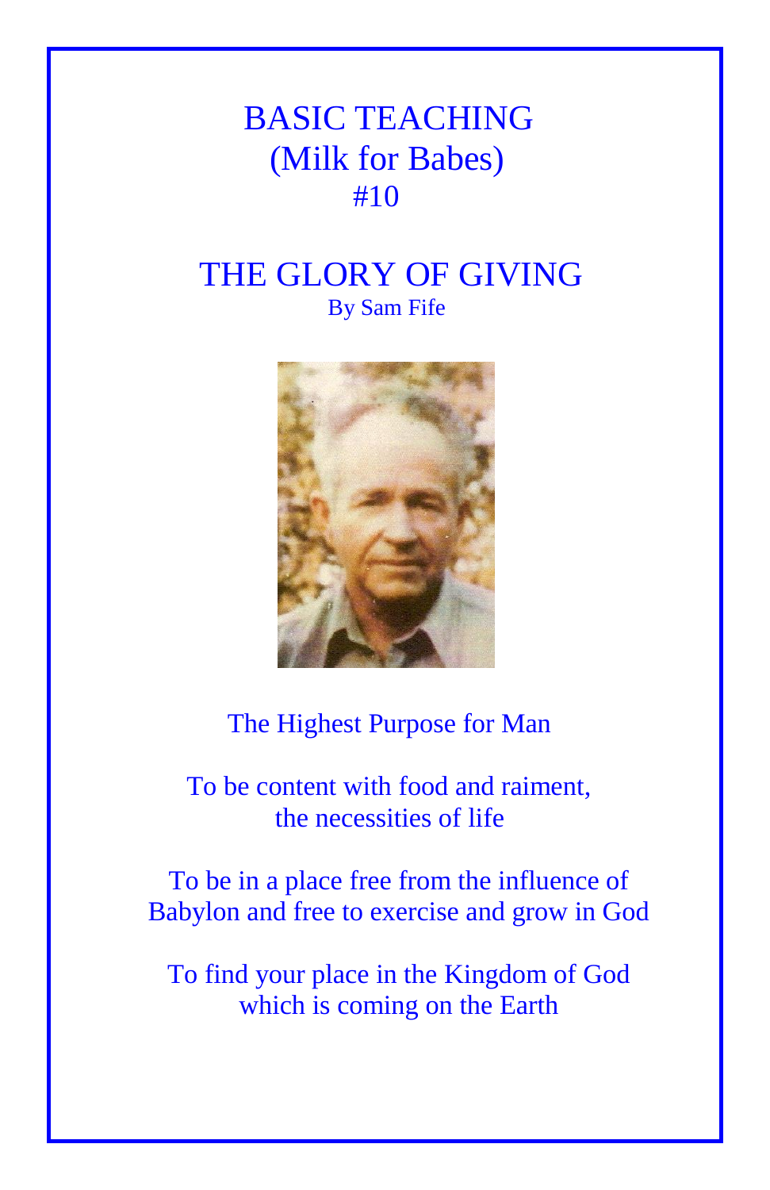# BASIC TEACHING
## (Milk for Babes)
## #10

# THE GLORY OF GIVING

By Sam Fife

The Highest Purpose for Man

To be content with food and raiment,
the necessities of life

To be in a place free from the influence of
Babylon and free to exercise and grow in God

To find your place in the Kingdom of God
which is coming on the Earth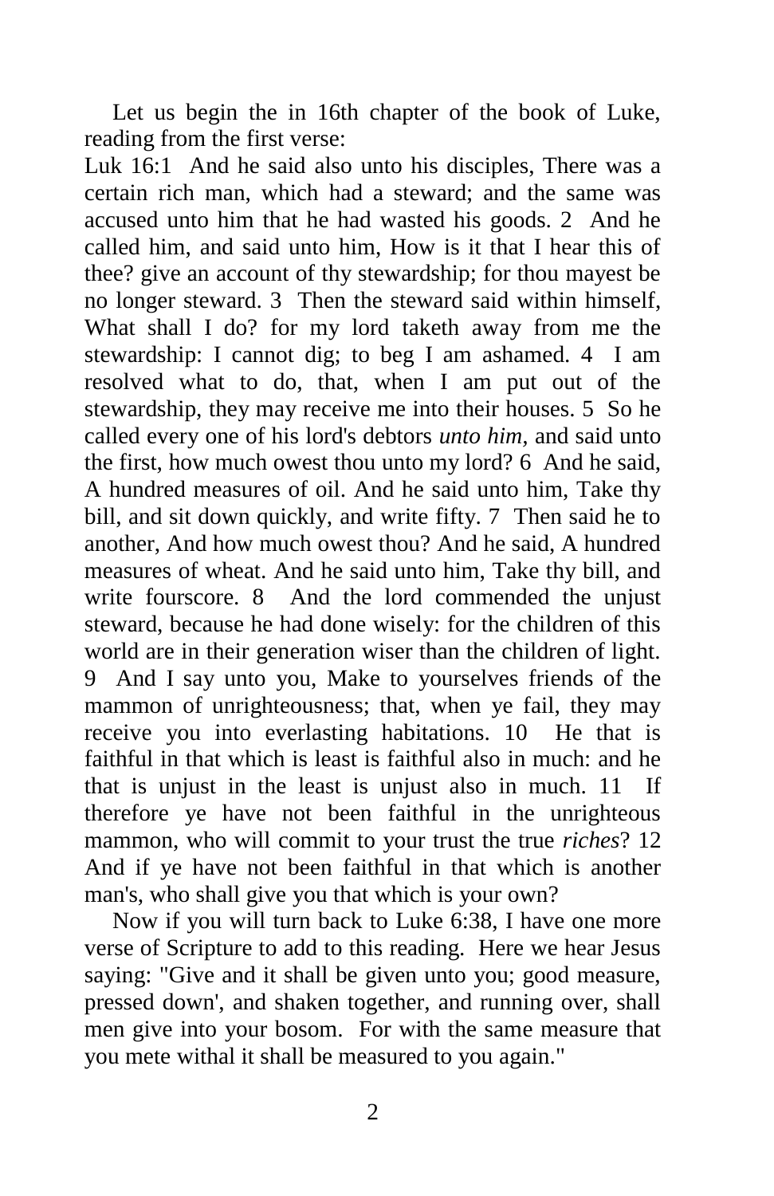Let us begin the in 16th chapter of the book of Luke, reading from the first verse:

Luk 16:1 And he said also unto his disciples, There was a certain rich man, which had a steward; and the same was accused unto him that he had wasted his goods. 2 And he called him, and said unto him, How is it that I hear this of thee? give an account of thy stewardship; for thou mayest be no longer steward. 3 Then the steward said within himself, What shall I do? for my lord taketh away from me the stewardship: I cannot dig; to beg I am ashamed. 4 I am resolved what to do, that, when I am put out of the stewardship, they may receive me into their houses. 5 So he called every one of his lord's debtors *unto him*, and said unto the first, how much owest thou unto my lord? 6 And he said, A hundred measures of oil. And he said unto him, Take thy bill, and sit down quickly, and write fifty. 7 Then said he to another, And how much owest thou? And he said, A hundred measures of wheat. And he said unto him, Take thy bill, and write fourscore. 8 And the lord commended the unjust steward, because he had done wisely: for the children of this world are in their generation wiser than the children of light. 9 And I say unto you, Make to yourselves friends of the mammon of unrighteousness; that, when ye fail, they may receive you into everlasting habitations. 10 He that is faithful in that which is least is faithful also in much: and he that is unjust in the least is unjust also in much. 11 If therefore ye have not been faithful in the unrighteous mammon, who will commit to your trust the true *riches*? 12 And if ye have not been faithful in that which is another man's, who shall give you that which is your own?

Now if you will turn back to Luke 6:38, I have one more verse of Scripture to add to this reading. Here we hear Jesus saying: "Give and it shall be given unto you; good measure, pressed down', and shaken together, and running over, shall men give into your bosom. For with the same measure that you mete withal it shall be measured to you again."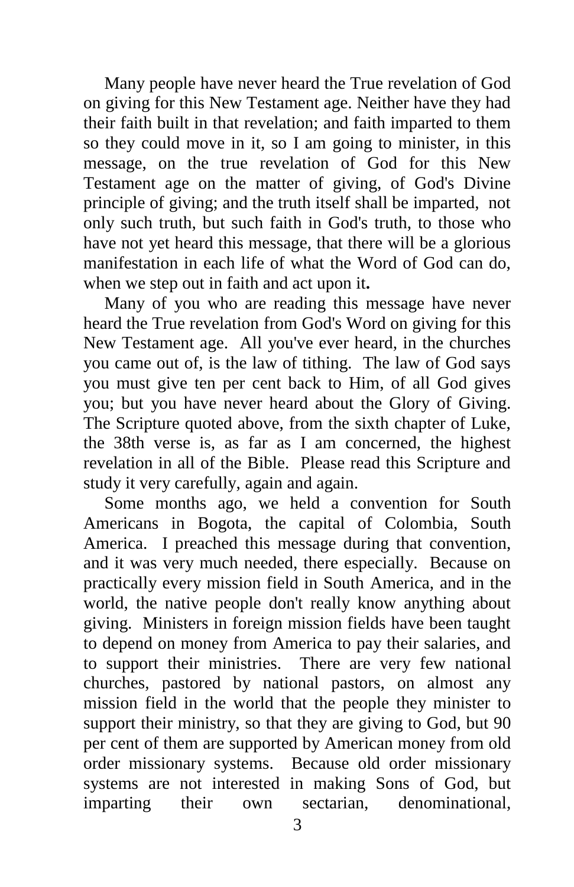Many people have never heard the True revelation of God on giving for this New Testament age. Neither have they had their faith built in that revelation; and faith imparted to them so they could move in it, so I am going to minister, in this message, on the true revelation of God for this New Testament age on the matter of giving, of God's Divine principle of giving; and the truth itself shall be imparted, not only such truth, but such faith in God's truth, to those who have not yet heard this message, that there will be a glorious manifestation in each life of what the Word of God can do, when we step out in faith and act upon it**.**

Many of you who are reading this message have never heard the True revelation from God's Word on giving for this New Testament age. All you've ever heard, in the churches you came out of, is the law of tithing. The law of God says you must give ten per cent back to Him, of all God gives you; but you have never heard about the Glory of Giving. The Scripture quoted above, from the sixth chapter of Luke, the 38th verse is, as far as I am concerned, the highest revelation in all of the Bible. Please read this Scripture and study it very carefully, again and again.

Some months ago, we held a convention for South Americans in Bogota, the capital of Colombia, South America. I preached this message during that convention, and it was very much needed, there especially. Because on practically every mission field in South America, and in the world, the native people don't really know anything about giving. Ministers in foreign mission fields have been taught to depend on money from America to pay their salaries, and to support their ministries. There are very few national churches, pastored by national pastors, on almost any mission field in the world that the people they minister to support their ministry, so that they are giving to God, but 90 per cent of them are supported by American money from old order missionary systems. Because old order missionary systems are not interested in making Sons of God, but imparting their own sectarian, denominational,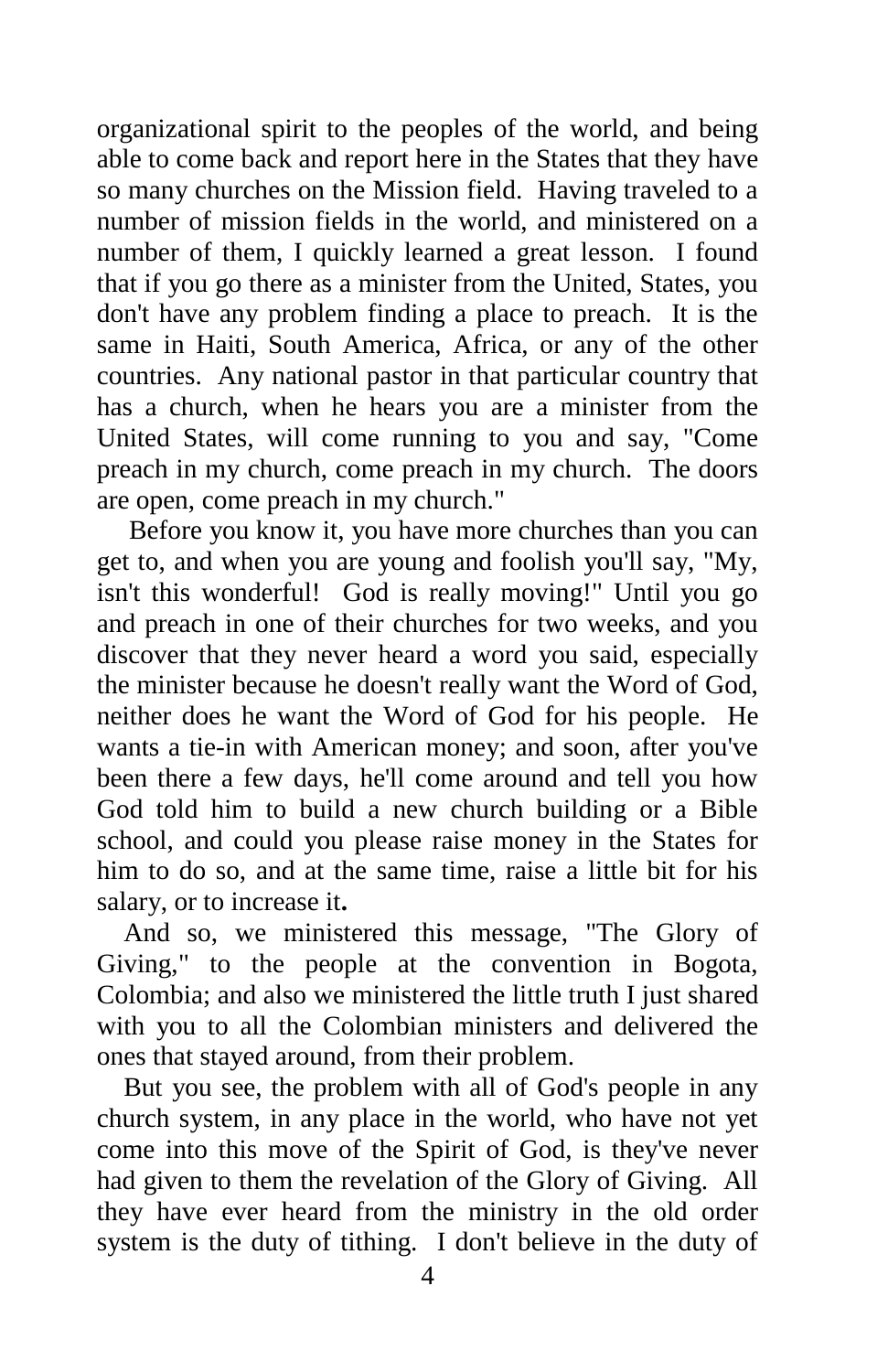organizational spirit to the peoples of the world, and being able to come back and report here in the States that they have so many churches on the Mission field. Having traveled to a number of mission fields in the world, and ministered on a number of them, I quickly learned a great lesson. I found that if you go there as a minister from the United, States, you don't have any problem finding a place to preach. It is the same in Haiti, South America, Africa, or any of the other countries. Any national pastor in that particular country that has a church, when he hears you are a minister from the United States, will come running to you and say, "Come preach in my church, come preach in my church. The doors are open, come preach in my church."

Before you know it, you have more churches than you can get to, and when you are young and foolish you'll say, "My, isn't this wonderful! God is really moving!" Until you go and preach in one of their churches for two weeks, and you discover that they never heard a word you said, especially the minister because he doesn't really want the Word of God, neither does he want the Word of God for his people. He wants a tie-in with American money; and soon, after you've been there a few days, he'll come around and tell you how God told him to build a new church building or a Bible school, and could you please raise money in the States for him to do so, and at the same time, raise a little bit for his salary, or to increase it.

And so, we ministered this message, "The Glory of Giving," to the people at the convention in Bogota, Colombia; and also we ministered the little truth I just shared with you to all the Colombian ministers and delivered the ones that stayed around, from their problem.

But you see, the problem with all of God's people in any church system, in any place in the world, who have not yet come into this move of the Spirit of God, is they've never had given to them the revelation of the Glory of Giving. All they have ever heard from the ministry in the old order system is the duty of tithing. I don't believe in the duty of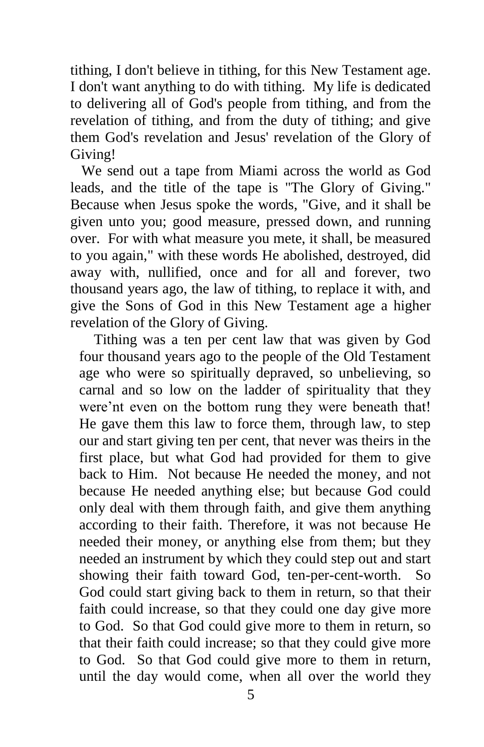tithing, I don't believe in tithing, for this New Testament age. I don't want anything to do with tithing. My life is dedicated to delivering all of God's people from tithing, and from the revelation of tithing, and from the duty of tithing; and give them God's revelation and Jesus' revelation of the Glory of Giving!

We send out a tape from Miami across the world as God leads, and the title of the tape is "The Glory of Giving." Because when Jesus spoke the words, "Give, and it shall be given unto you; good measure, pressed down, and running over. For with what measure you mete, it shall, be measured to you again," with these words He abolished, destroyed, did away with, nullified, once and for all and forever, two thousand years ago, the law of tithing, to replace it with, and give the Sons of God in this New Testament age a higher revelation of the Glory of Giving.

Tithing was a ten per cent law that was given by God four thousand years ago to the people of the Old Testament age who were so spiritually depraved, so unbelieving, so carnal and so low on the ladder of spirituality that they were'nt even on the bottom rung they were beneath that! He gave them this law to force them, through law, to step our and start giving ten per cent, that never was theirs in the first place, but what God had provided for them to give back to Him. Not because He needed the money, and not because He needed anything else; but because God could only deal with them through faith, and give them anything according to their faith. Therefore, it was not because He needed their money, or anything else from them; but they needed an instrument by which they could step out and start showing their faith toward God, ten-per-cent-worth. So God could start giving back to them in return, so that their faith could increase, so that they could one day give more to God. So that God could give more to them in return, so that their faith could increase; so that they could give more to God. So that God could give more to them in return, until the day would come, when all over the world they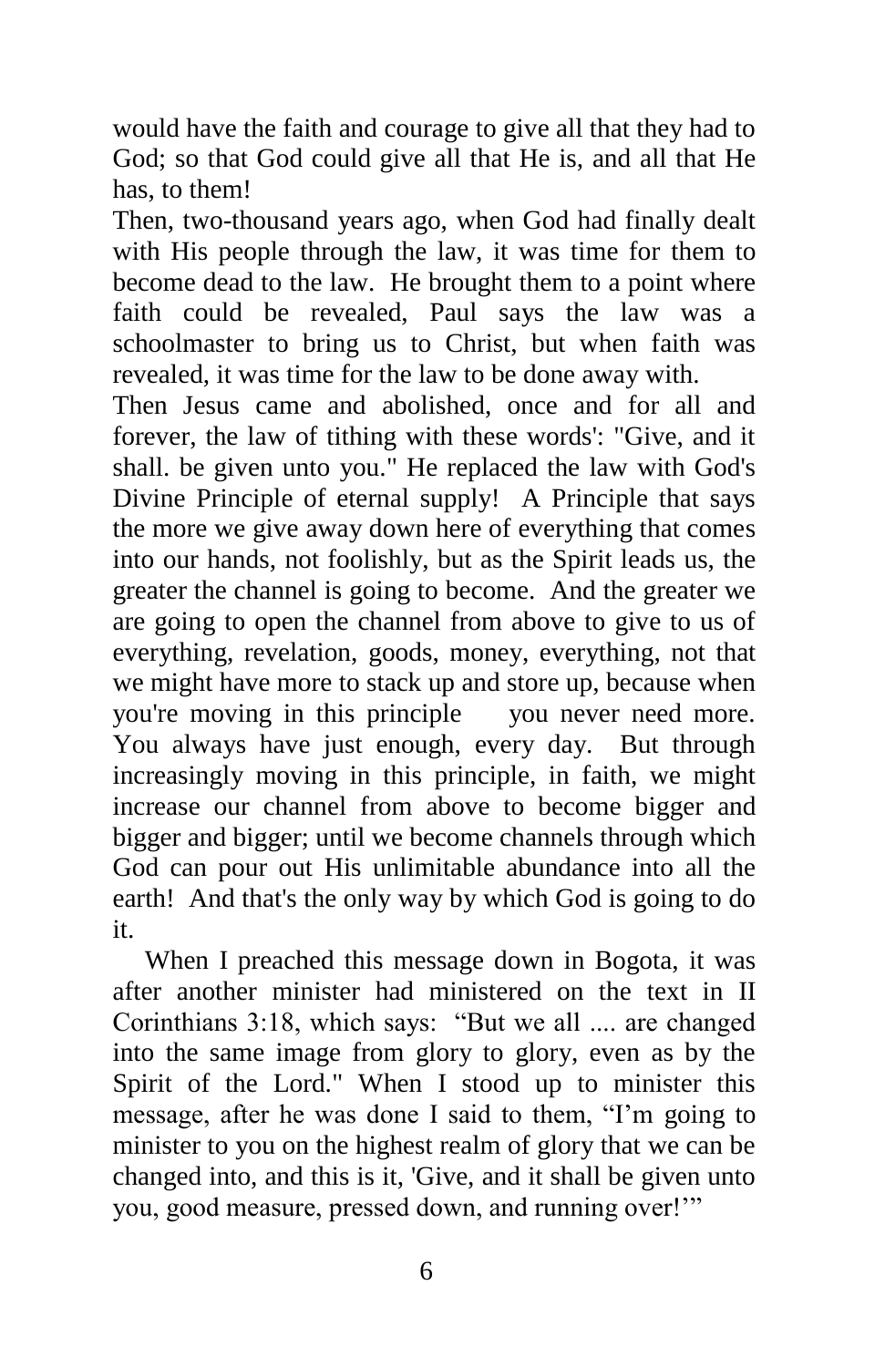would have the faith and courage to give all that they had to God; so that God could give all that He is, and all that He has, to them!

Then, two-thousand years ago, when God had finally dealt with His people through the law, it was time for them to become dead to the law. He brought them to a point where faith could be revealed, Paul says the law was a schoolmaster to bring us to Christ, but when faith was revealed, it was time for the law to be done away with.

Then Jesus came and abolished, once and for all and forever, the law of tithing with these words': "Give, and it shall. be given unto you." He replaced the law with God's Divine Principle of eternal supply! A Principle that says the more we give away down here of everything that comes into our hands, not foolishly, but as the Spirit leads us, the greater the channel is going to become. And the greater we are going to open the channel from above to give to us of everything, revelation, goods, money, everything, not that we might have more to stack up and store up, because when you're moving in this principle you never need more. You always have just enough, every day. But through increasingly moving in this principle, in faith, we might increase our channel from above to become bigger and bigger and bigger; until we become channels through which God can pour out His unlimitable abundance into all the earth! And that's the only way by which God is going to do it.

When I preached this message down in Bogota, it was after another minister had ministered on the text in II Corinthians 3:18, which says: "But we all .... are changed into the same image from glory to glory, even as by the Spirit of the Lord." When I stood up to minister this message, after he was done I said to them, "I'm going to minister to you on the highest realm of glory that we can be changed into, and this is it, 'Give, and it shall be given unto you, good measure, pressed down, and running over!'"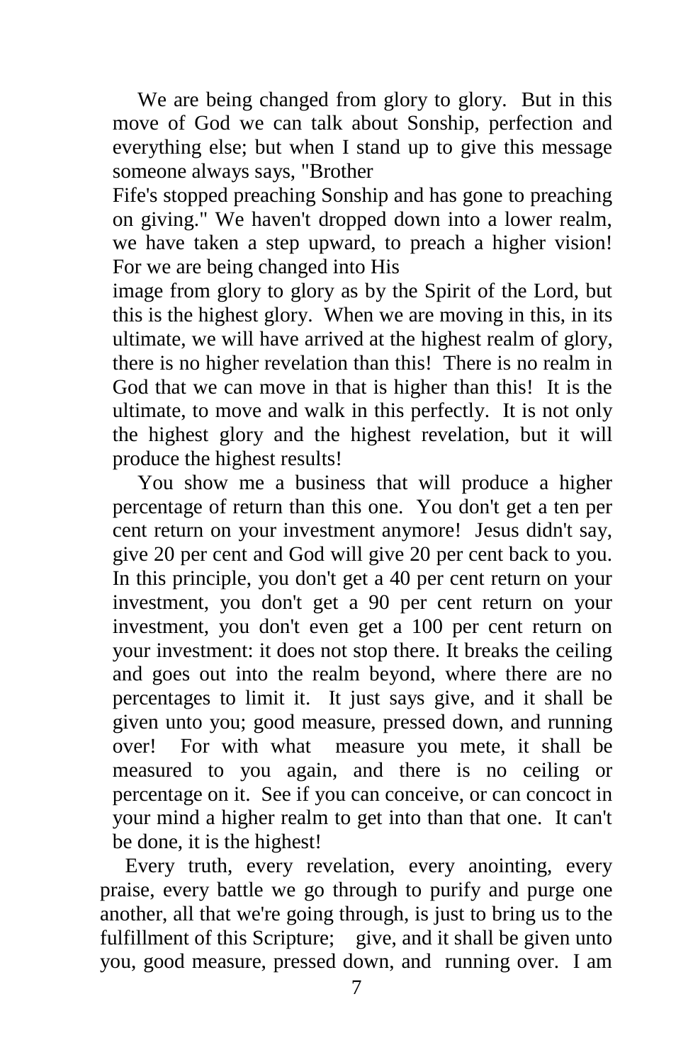We are being changed from glory to glory. But in this move of God we can talk about Sonship, perfection and everything else; but when I stand up to give this message someone always says, "Brother Fife's stopped preaching Sonship and has gone to preaching on giving." We haven't dropped down into a lower realm, we have taken a step upward, to preach a higher vision! For we are being changed into His image from glory to glory as by the Spirit of the Lord, but this is the highest glory. When we are moving in this, in its ultimate, we will have arrived at the highest realm of glory, there is no higher revelation than this! There is no realm in God that we can move in that is higher than this! It is the ultimate, to move and walk in this perfectly. It is not only the highest glory and the highest revelation, but it will produce the highest results!

You show me a business that will produce a higher percentage of return than this one. You don't get a ten per cent return on your investment anymore! Jesus didn't say, give 20 per cent and God will give 20 per cent back to you. In this principle, you don't get a 40 per cent return on your investment, you don't get a 90 per cent return on your investment, you don't even get a 100 per cent return on your investment: it does not stop there. It breaks the ceiling and goes out into the realm beyond, where there are no percentages to limit it. It just says give, and it shall be given unto you; good measure, pressed down, and running over! For with what measure you mete, it shall be measured to you again, and there is no ceiling or percentage on it. See if you can conceive, or can concoct in your mind a higher realm to get into than that one. It can't be done, it is the highest!

Every truth, every revelation, every anointing, every praise, every battle we go through to purify and purge one another, all that we're going through, is just to bring us to the fulfillment of this Scripture; give, and it shall be given unto you, good measure, pressed down, and running over. I am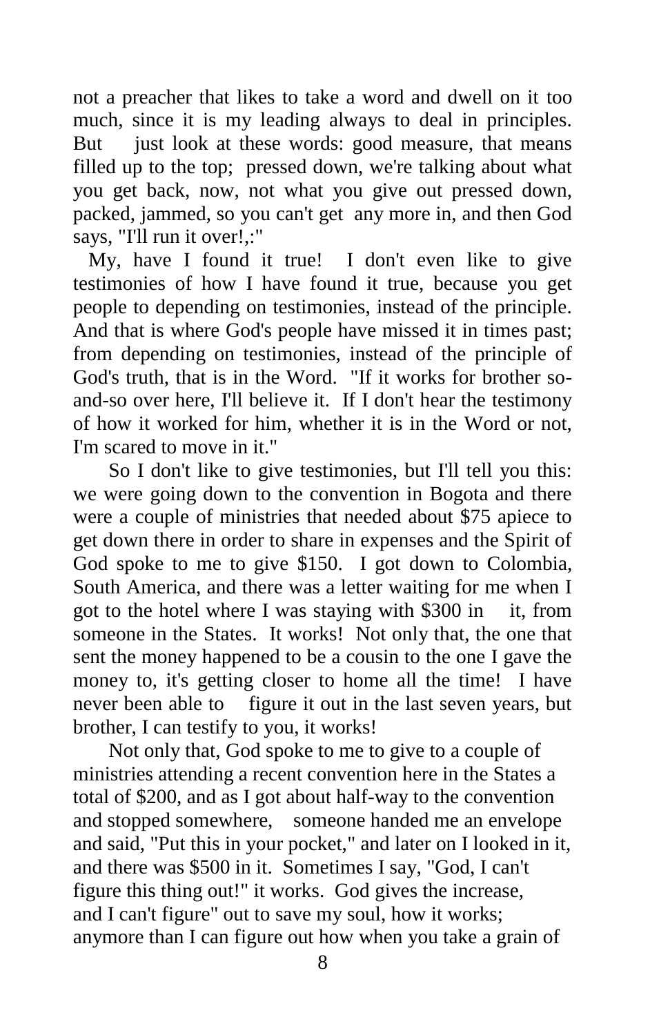not a preacher that likes to take a word and dwell on it too much, since it is my leading always to deal in principles. But just look at these words: good measure, that means filled up to the top; pressed down, we're talking about what you get back, now, not what you give out pressed down, packed, jammed, so you can't get any more in, and then God says, "I'll run it over!,:"

My, have I found it true! I don't even like to give testimonies of how I have found it true, because you get people to depending on testimonies, instead of the principle. And that is where God's people have missed it in times past; from depending on testimonies, instead of the principle of God's truth, that is in the Word. "If it works for brother so-and-so over here, I'll believe it. If I don't hear the testimony of how it worked for him, whether it is in the Word or not, I'm scared to move in it."

So I don't like to give testimonies, but I'll tell you this: we were going down to the convention in Bogota and there were a couple of ministries that needed about $75 apiece to get down there in order to share in expenses and the Spirit of God spoke to me to give $150. I got down to Colombia, South America, and there was a letter waiting for me when I got to the hotel where I was staying with $300 in it, from someone in the States. It works! Not only that, the one that sent the money happened to be a cousin to the one I gave the money to, it's getting closer to home all the time! I have never been able to figure it out in the last seven years, but brother, I can testify to you, it works!

Not only that, God spoke to me to give to a couple of ministries attending a recent convention here in the States a total of $200, and as I got about half-way to the convention and stopped somewhere, someone handed me an envelope and said, "Put this in your pocket," and later on I looked in it, and there was $500 in it. Sometimes I say, "God, I can't figure this thing out!" it works. God gives the increase, and I can't figure" out to save my soul, how it works; anymore than I can figure out how when you take a grain of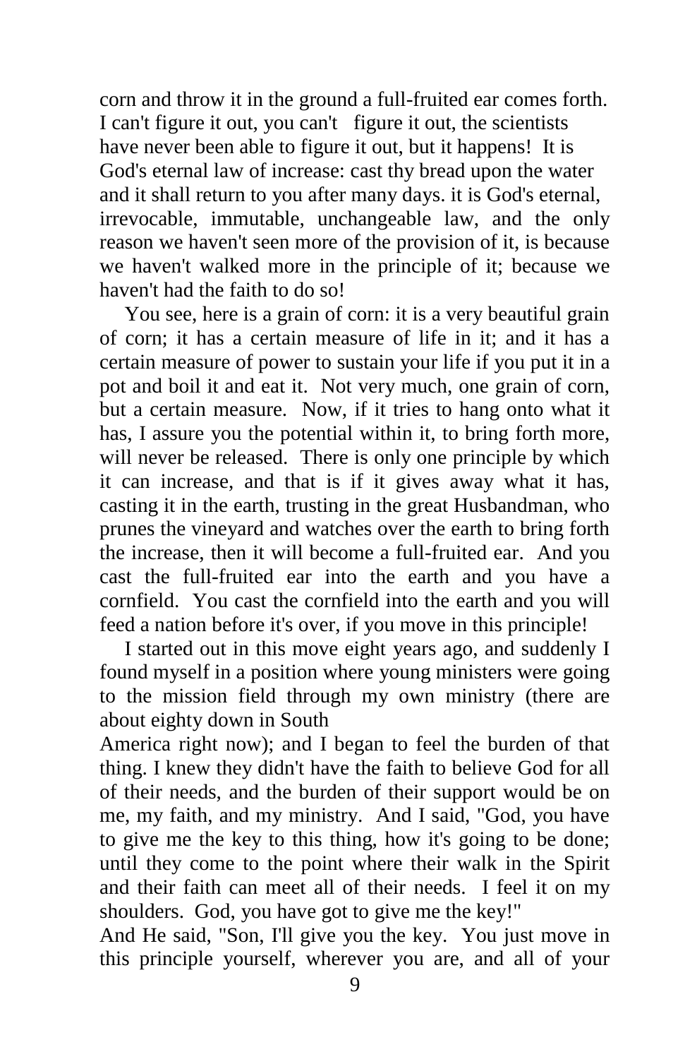corn and throw it in the ground a full-fruited ear comes forth. I can't figure it out, you can't figure it out, the scientists have never been able to figure it out, but it happens! It is God's eternal law of increase: cast thy bread upon the water and it shall return to you after many days. it is God's eternal, irrevocable, immutable, unchangeable law, and the only reason we haven't seen more of the provision of it, is because we haven't walked more in the principle of it; because we haven't had the faith to do so!

You see, here is a grain of corn: it is a very beautiful grain of corn; it has a certain measure of life in it; and it has a certain measure of power to sustain your life if you put it in a pot and boil it and eat it. Not very much, one grain of corn, but a certain measure. Now, if it tries to hang onto what it has, I assure you the potential within it, to bring forth more, will never be released. There is only one principle by which it can increase, and that is if it gives away what it has, casting it in the earth, trusting in the great Husbandman, who prunes the vineyard and watches over the earth to bring forth the increase, then it will become a full-fruited ear. And you cast the full-fruited ear into the earth and you have a cornfield. You cast the cornfield into the earth and you will feed a nation before it's over, if you move in this principle!

I started out in this move eight years ago, and suddenly I found myself in a position where young ministers were going to the mission field through my own ministry (there are about eighty down in South America right now); and I began to feel the burden of that thing. I knew they didn't have the faith to believe God for all of their needs, and the burden of their support would be on me, my faith, and my ministry. And I said, "God, you have to give me the key to this thing, how it's going to be done; until they come to the point where their walk in the Spirit and their faith can meet all of their needs. I feel it on my shoulders. God, you have got to give me the key!"

And He said, "Son, I'll give you the key. You just move in this principle yourself, wherever you are, and all of your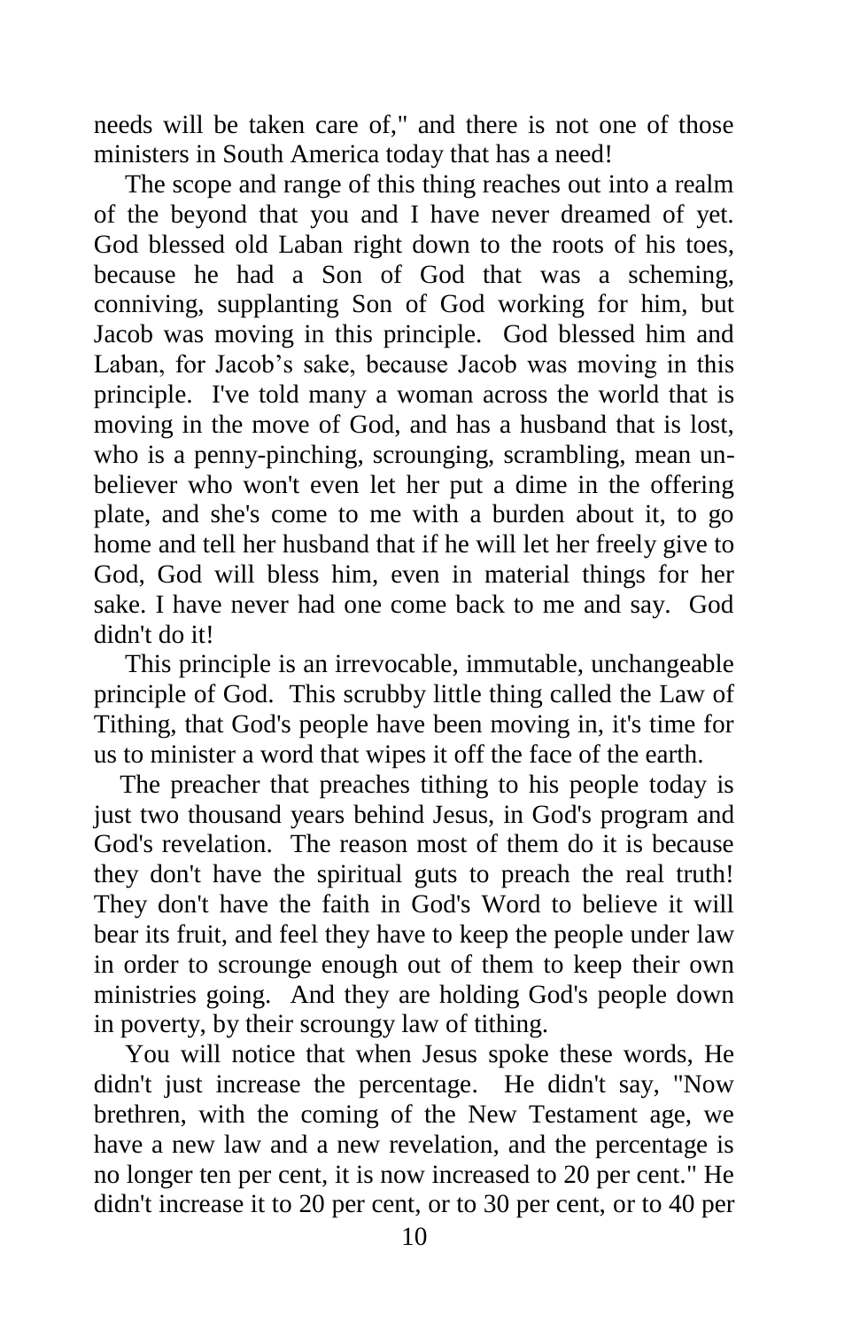needs will be taken care of," and there is not one of those ministers in South America today that has a need!

The scope and range of this thing reaches out into a realm of the beyond that you and I have never dreamed of yet. God blessed old Laban right down to the roots of his toes, because he had a Son of God that was a scheming, conniving, supplanting Son of God working for him, but Jacob was moving in this principle. God blessed him and Laban, for Jacob's sake, because Jacob was moving in this principle. I've told many a woman across the world that is moving in the move of God, and has a husband that is lost, who is a penny-pinching, scrounging, scrambling, mean unbeliever who won't even let her put a dime in the offering plate, and she's come to me with a burden about it, to go home and tell her husband that if he will let her freely give to God, God will bless him, even in material things for her sake. I have never had one come back to me and say. God didn't do it!

This principle is an irrevocable, immutable, unchangeable principle of God. This scrubby little thing called the Law of Tithing, that God's people have been moving in, it's time for us to minister a word that wipes it off the face of the earth.

The preacher that preaches tithing to his people today is just two thousand years behind Jesus, in God's program and God's revelation. The reason most of them do it is because they don't have the spiritual guts to preach the real truth! They don't have the faith in God's Word to believe it will bear its fruit, and feel they have to keep the people under law in order to scrounge enough out of them to keep their own ministries going. And they are holding God's people down in poverty, by their scroungy law of tithing.

You will notice that when Jesus spoke these words, He didn't just increase the percentage. He didn't say, "Now brethren, with the coming of the New Testament age, we have a new law and a new revelation, and the percentage is no longer ten per cent, it is now increased to 20 per cent." He didn't increase it to 20 per cent, or to 30 per cent, or to 40 per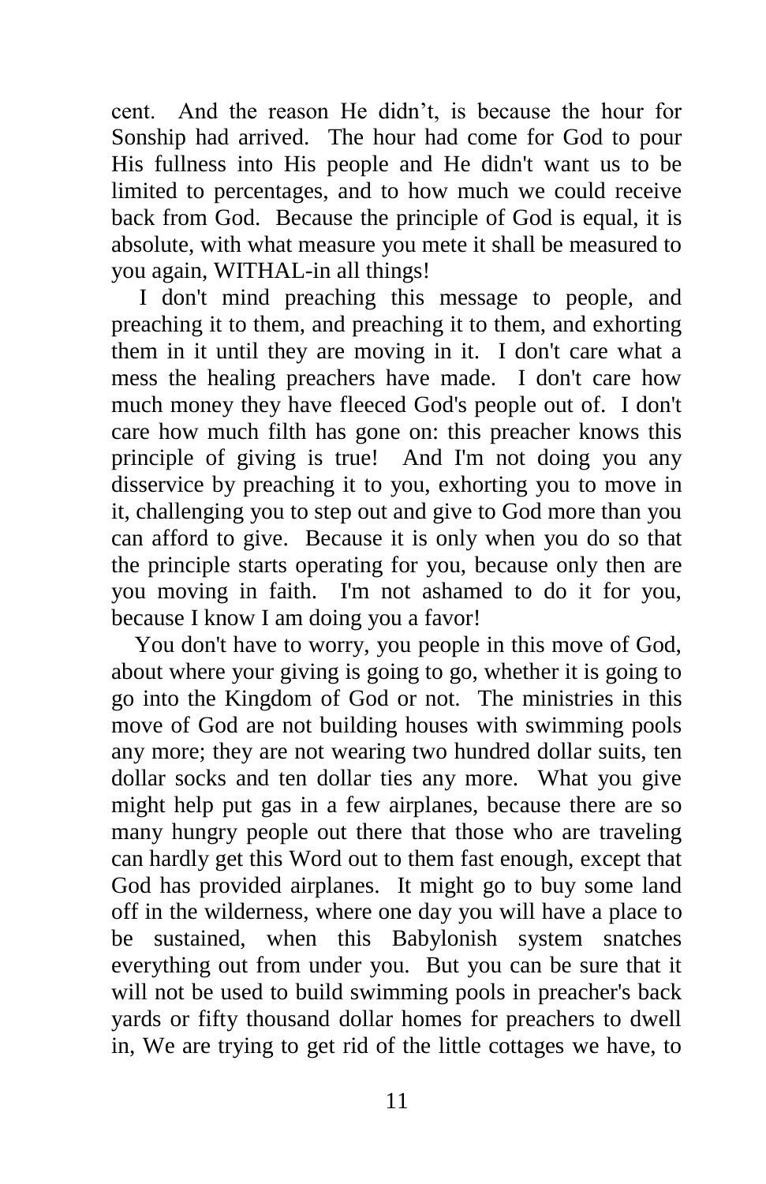cent. And the reason He didn't, is because the hour for Sonship had arrived. The hour had come for God to pour His fullness into His people and He didn't want us to be limited to percentages, and to how much we could receive back from God. Because the principle of God is equal, it is absolute, with what measure you mete it shall be measured to you again, WITHAL-in all things!

I don't mind preaching this message to people, and preaching it to them, and preaching it to them, and exhorting them in it until they are moving in it. I don't care what a mess the healing preachers have made. I don't care how much money they have fleeced God's people out of. I don't care how much filth has gone on: this preacher knows this principle of giving is true! And I'm not doing you any disservice by preaching it to you, exhorting you to move in it, challenging you to step out and give to God more than you can afford to give. Because it is only when you do so that the principle starts operating for you, because only then are you moving in faith. I'm not ashamed to do it for you, because I know I am doing you a favor!

You don't have to worry, you people in this move of God, about where your giving is going to go, whether it is going to go into the Kingdom of God or not. The ministries in this move of God are not building houses with swimming pools any more; they are not wearing two hundred dollar suits, ten dollar socks and ten dollar ties any more. What you give might help put gas in a few airplanes, because there are so many hungry people out there that those who are traveling can hardly get this Word out to them fast enough, except that God has provided airplanes. It might go to buy some land off in the wilderness, where one day you will have a place to be sustained, when this Babylonish system snatches everything out from under you. But you can be sure that it will not be used to build swimming pools in preacher's back yards or fifty thousand dollar homes for preachers to dwell in, We are trying to get rid of the little cottages we have, to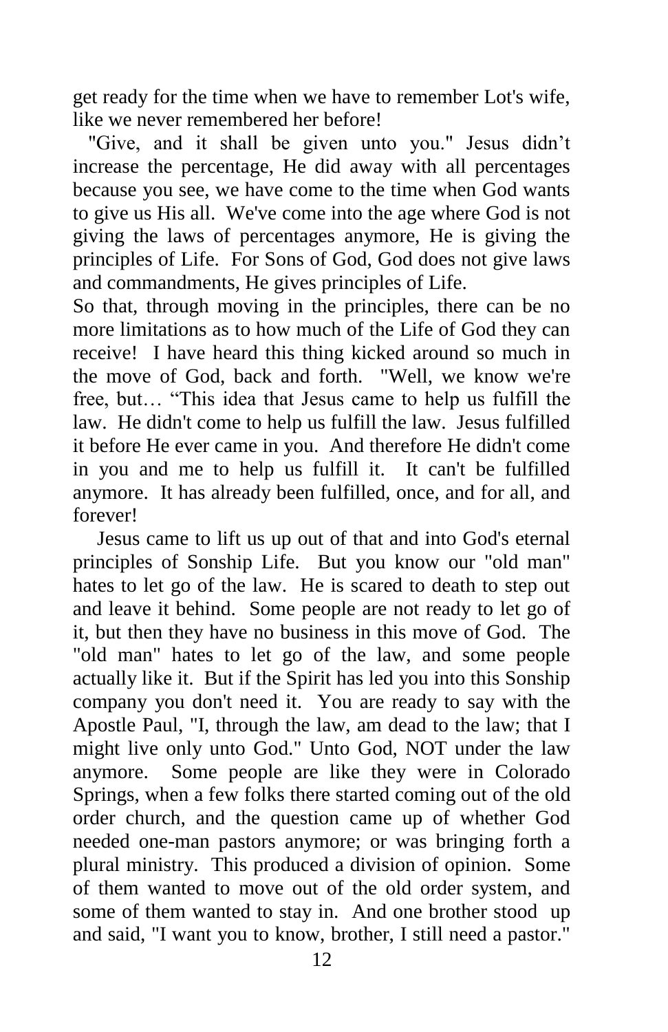get ready for the time when we have to remember Lot's wife, like we never remembered her before!

"Give, and it shall be given unto you." Jesus didn't increase the percentage, He did away with all percentages because you see, we have come to the time when God wants to give us His all. We've come into the age where God is not giving the laws of percentages anymore, He is giving the principles of Life. For Sons of God, God does not give laws and commandments, He gives principles of Life.

So that, through moving in the principles, there can be no more limitations as to how much of the Life of God they can receive! I have heard this thing kicked around so much in the move of God, back and forth. "Well, we know we're free, but… "This idea that Jesus came to help us fulfill the law. He didn't come to help us fulfill the law. Jesus fulfilled it before He ever came in you. And therefore He didn't come in you and me to help us fulfill it. It can't be fulfilled anymore. It has already been fulfilled, once, and for all, and forever!

Jesus came to lift us up out of that and into God's eternal principles of Sonship Life. But you know our "old man" hates to let go of the law. He is scared to death to step out and leave it behind. Some people are not ready to let go of it, but then they have no business in this move of God. The "old man" hates to let go of the law, and some people actually like it. But if the Spirit has led you into this Sonship company you don't need it. You are ready to say with the Apostle Paul, "I, through the law, am dead to the law; that I might live only unto God." Unto God, NOT under the law anymore. Some people are like they were in Colorado Springs, when a few folks there started coming out of the old order church, and the question came up of whether God needed one-man pastors anymore; or was bringing forth a plural ministry. This produced a division of opinion. Some of them wanted to move out of the old order system, and some of them wanted to stay in. And one brother stood up and said, "I want you to know, brother, I still need a pastor."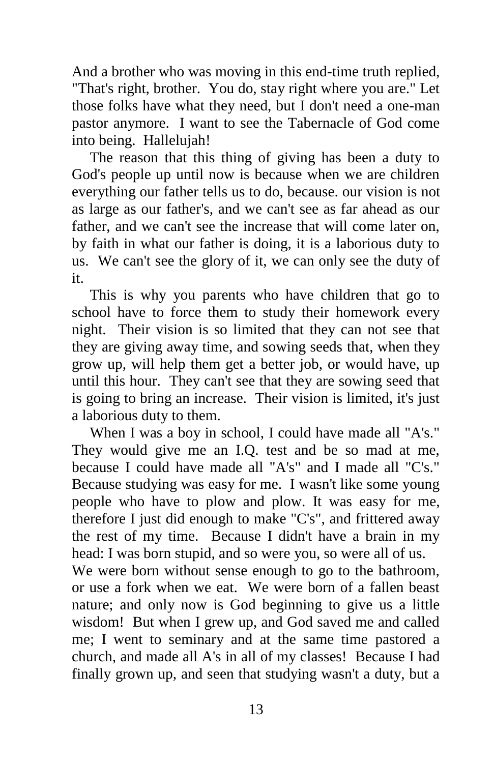And a brother who was moving in this end-time truth replied, "That's right, brother. You do, stay right where you are." Let those folks have what they need, but I don't need a one-man pastor anymore. I want to see the Tabernacle of God come into being. Hallelujah!

The reason that this thing of giving has been a duty to God's people up until now is because when we are children everything our father tells us to do, because. our vision is not as large as our father's, and we can't see as far ahead as our father, and we can't see the increase that will come later on, by faith in what our father is doing, it is a laborious duty to us. We can't see the glory of it, we can only see the duty of it.

This is why you parents who have children that go to school have to force them to study their homework every night. Their vision is so limited that they can not see that they are giving away time, and sowing seeds that, when they grow up, will help them get a better job, or would have, up until this hour. They can't see that they are sowing seed that is going to bring an increase. Their vision is limited, it's just a laborious duty to them.

When I was a boy in school, I could have made all "A's." They would give me an I.Q. test and be so mad at me, because I could have made all "A's" and I made all "C's." Because studying was easy for me. I wasn't like some young people who have to plow and plow. It was easy for me, therefore I just did enough to make "C's", and frittered away the rest of my time. Because I didn't have a brain in my head: I was born stupid, and so were you, so were all of us.
We were born without sense enough to go to the bathroom, or use a fork when we eat. We were born of a fallen beast nature; and only now is God beginning to give us a little wisdom! But when I grew up, and God saved me and called me; I went to seminary and at the same time pastored a church, and made all A's in all of my classes! Because I had finally grown up, and seen that studying wasn't a duty, but a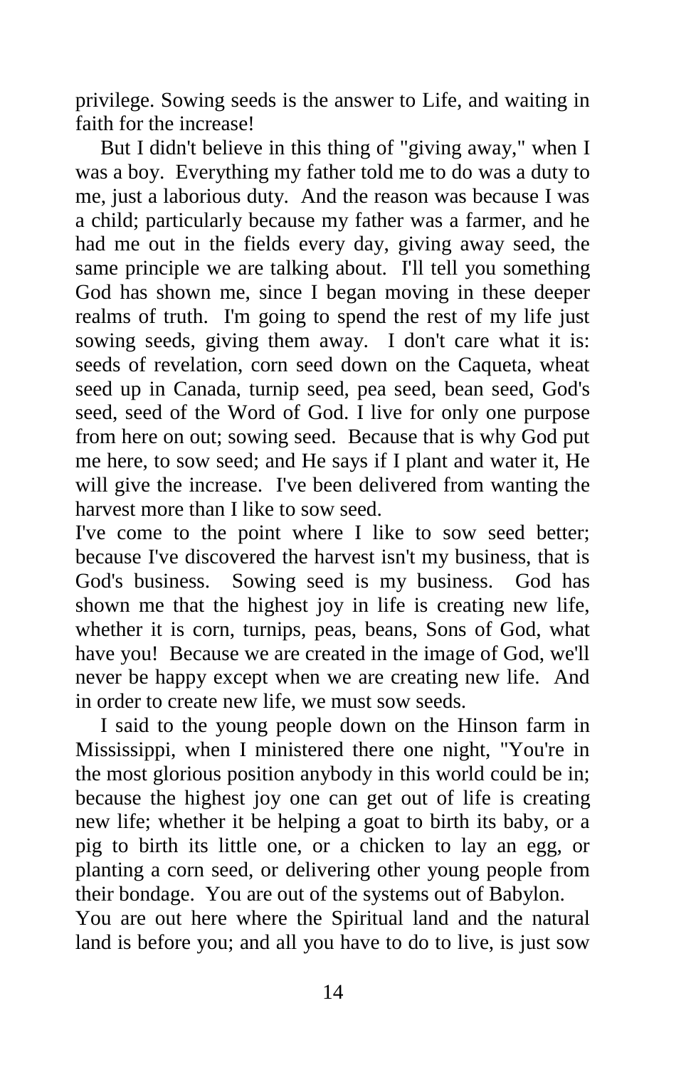privilege. Sowing seeds is the answer to Life, and waiting in faith for the increase!

But I didn't believe in this thing of "giving away," when I was a boy. Everything my father told me to do was a duty to me, just a laborious duty. And the reason was because I was a child; particularly because my father was a farmer, and he had me out in the fields every day, giving away seed, the same principle we are talking about. I'll tell you something God has shown me, since I began moving in these deeper realms of truth. I'm going to spend the rest of my life just sowing seeds, giving them away. I don't care what it is: seeds of revelation, corn seed down on the Caqueta, wheat seed up in Canada, turnip seed, pea seed, bean seed, God's seed, seed of the Word of God. I live for only one purpose from here on out; sowing seed. Because that is why God put me here, to sow seed; and He says if I plant and water it, He will give the increase. I've been delivered from wanting the harvest more than I like to sow seed.

I've come to the point where I like to sow seed better; because I've discovered the harvest isn't my business, that is God's business. Sowing seed is my business. God has shown me that the highest joy in life is creating new life, whether it is corn, turnips, peas, beans, Sons of God, what have you! Because we are created in the image of God, we'll never be happy except when we are creating new life. And in order to create new life, we must sow seeds.

I said to the young people down on the Hinson farm in Mississippi, when I ministered there one night, "You're in the most glorious position anybody in this world could be in; because the highest joy one can get out of life is creating new life; whether it be helping a goat to birth its baby, or a pig to birth its little one, or a chicken to lay an egg, or planting a corn seed, or delivering other young people from their bondage. You are out of the systems out of Babylon.

You are out here where the Spiritual land and the natural land is before you; and all you have to do to live, is just sow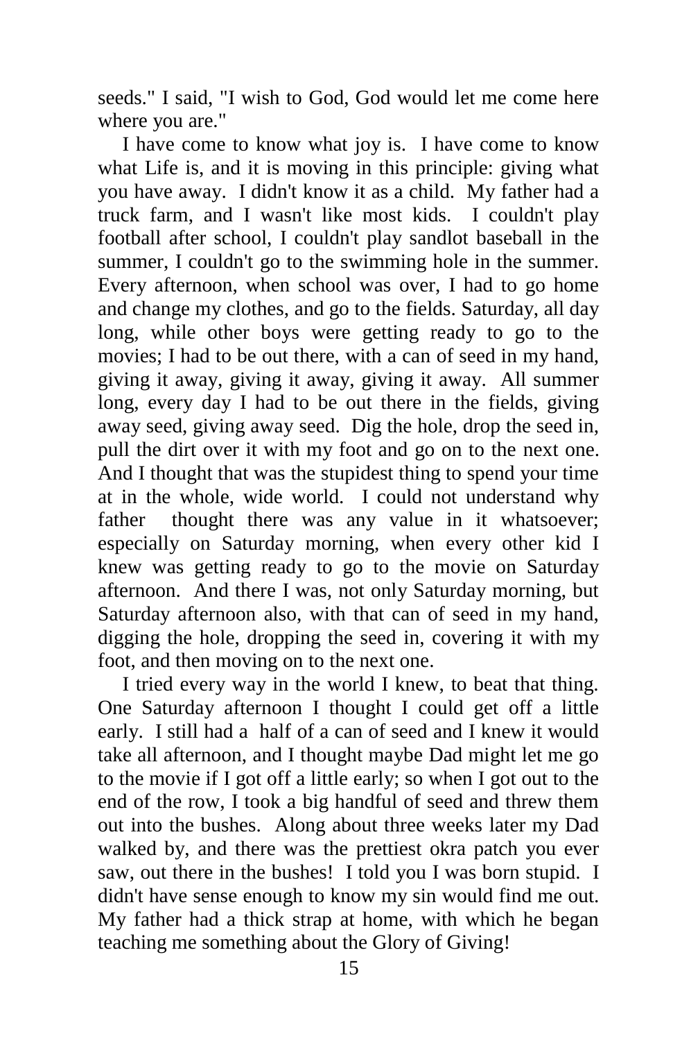seeds." I said, "I wish to God, God would let me come here where you are."

I have come to know what joy is. I have come to know what Life is, and it is moving in this principle: giving what you have away. I didn't know it as a child. My father had a truck farm, and I wasn't like most kids. I couldn't play football after school, I couldn't play sandlot baseball in the summer, I couldn't go to the swimming hole in the summer. Every afternoon, when school was over, I had to go home and change my clothes, and go to the fields. Saturday, all day long, while other boys were getting ready to go to the movies; I had to be out there, with a can of seed in my hand, giving it away, giving it away, giving it away. All summer long, every day I had to be out there in the fields, giving away seed, giving away seed. Dig the hole, drop the seed in, pull the dirt over it with my foot and go on to the next one. And I thought that was the stupidest thing to spend your time at in the whole, wide world. I could not understand why father thought there was any value in it whatsoever; especially on Saturday morning, when every other kid I knew was getting ready to go to the movie on Saturday afternoon. And there I was, not only Saturday morning, but Saturday afternoon also, with that can of seed in my hand, digging the hole, dropping the seed in, covering it with my foot, and then moving on to the next one.

I tried every way in the world I knew, to beat that thing. One Saturday afternoon I thought I could get off a little early. I still had a half of a can of seed and I knew it would take all afternoon, and I thought maybe Dad might let me go to the movie if I got off a little early; so when I got out to the end of the row, I took a big handful of seed and threw them out into the bushes. Along about three weeks later my Dad walked by, and there was the prettiest okra patch you ever saw, out there in the bushes! I told you I was born stupid. I didn't have sense enough to know my sin would find me out. My father had a thick strap at home, with which he began teaching me something about the Glory of Giving!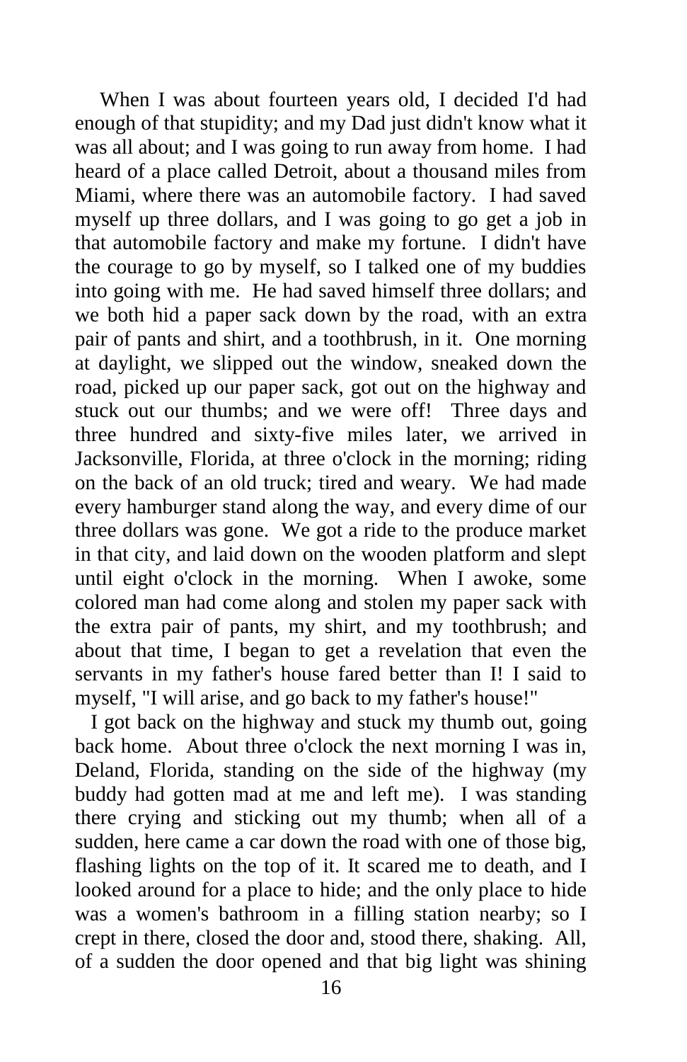When I was about fourteen years old, I decided I'd had enough of that stupidity; and my Dad just didn't know what it was all about; and I was going to run away from home. I had heard of a place called Detroit, about a thousand miles from Miami, where there was an automobile factory. I had saved myself up three dollars, and I was going to go get a job in that automobile factory and make my fortune. I didn't have the courage to go by myself, so I talked one of my buddies into going with me. He had saved himself three dollars; and we both hid a paper sack down by the road, with an extra pair of pants and shirt, and a toothbrush, in it. One morning at daylight, we slipped out the window, sneaked down the road, picked up our paper sack, got out on the highway and stuck out our thumbs; and we were off! Three days and three hundred and sixty-five miles later, we arrived in Jacksonville, Florida, at three o'clock in the morning; riding on the back of an old truck; tired and weary. We had made every hamburger stand along the way, and every dime of our three dollars was gone. We got a ride to the produce market in that city, and laid down on the wooden platform and slept until eight o'clock in the morning. When I awoke, some colored man had come along and stolen my paper sack with the extra pair of pants, my shirt, and my toothbrush; and about that time, I began to get a revelation that even the servants in my father's house fared better than I! I said to myself, "I will arise, and go back to my father's house!"

I got back on the highway and stuck my thumb out, going back home. About three o'clock the next morning I was in, Deland, Florida, standing on the side of the highway (my buddy had gotten mad at me and left me). I was standing there crying and sticking out my thumb; when all of a sudden, here came a car down the road with one of those big, flashing lights on the top of it. It scared me to death, and I looked around for a place to hide; and the only place to hide was a women's bathroom in a filling station nearby; so I crept in there, closed the door and, stood there, shaking. All, of a sudden the door opened and that big light was shining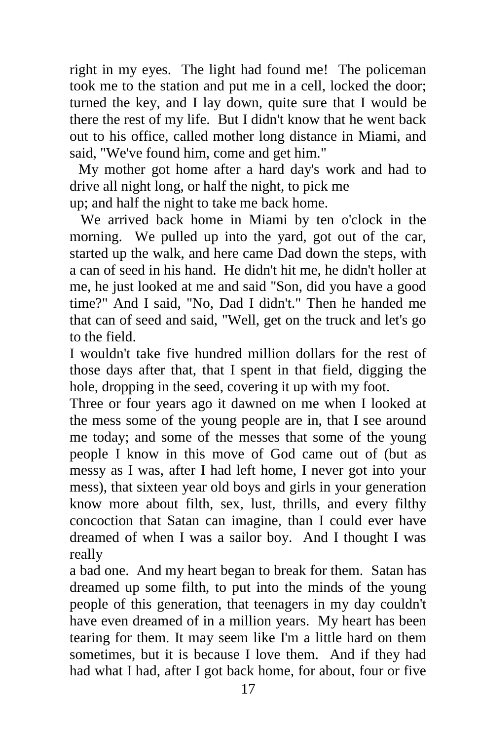right in my eyes. The light had found me! The policeman took me to the station and put me in a cell, locked the door; turned the key, and I lay down, quite sure that I would be there the rest of my life. But I didn't know that he went back out to his office, called mother long distance in Miami, and said, "We've found him, come and get him."

My mother got home after a hard day's work and had to drive all night long, or half the night, to pick me up; and half the night to take me back home.

We arrived back home in Miami by ten o'clock in the morning. We pulled up into the yard, got out of the car, started up the walk, and here came Dad down the steps, with a can of seed in his hand. He didn't hit me, he didn't holler at me, he just looked at me and said "Son, did you have a good time?" And I said, "No, Dad I didn't." Then he handed me that can of seed and said, "Well, get on the truck and let's go to the field.

I wouldn't take five hundred million dollars for the rest of those days after that, that I spent in that field, digging the hole, dropping in the seed, covering it up with my foot.

Three or four years ago it dawned on me when I looked at the mess some of the young people are in, that I see around me today; and some of the messes that some of the young people I know in this move of God came out of (but as messy as I was, after I had left home, I never got into your mess), that sixteen year old boys and girls in your generation know more about filth, sex, lust, thrills, and every filthy concoction that Satan can imagine, than I could ever have dreamed of when I was a sailor boy. And I thought I was really a bad one. And my heart began to break for them. Satan has dreamed up some filth, to put into the minds of the young people of this generation, that teenagers in my day couldn't have even dreamed of in a million years. My heart has been tearing for them. It may seem like I'm a little hard on them sometimes, but it is because I love them. And if they had had what I had, after I got back home, for about, four or five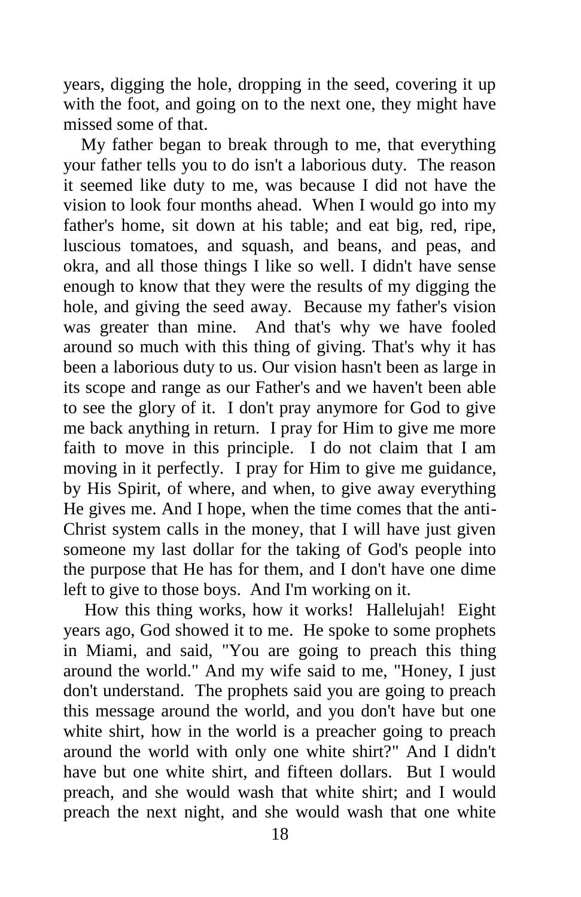years, digging the hole, dropping in the seed, covering it up with the foot, and going on to the next one, they might have missed some of that.

My father began to break through to me, that everything your father tells you to do isn't a laborious duty. The reason it seemed like duty to me, was because I did not have the vision to look four months ahead. When I would go into my father's home, sit down at his table; and eat big, red, ripe, luscious tomatoes, and squash, and beans, and peas, and okra, and all those things I like so well. I didn't have sense enough to know that they were the results of my digging the hole, and giving the seed away. Because my father's vision was greater than mine. And that's why we have fooled around so much with this thing of giving. That's why it has been a laborious duty to us. Our vision hasn't been as large in its scope and range as our Father's and we haven't been able to see the glory of it. I don't pray anymore for God to give me back anything in return. I pray for Him to give me more faith to move in this principle. I do not claim that I am moving in it perfectly. I pray for Him to give me guidance, by His Spirit, of where, and when, to give away everything He gives me. And I hope, when the time comes that the anti-Christ system calls in the money, that I will have just given someone my last dollar for the taking of God's people into the purpose that He has for them, and I don't have one dime left to give to those boys. And I'm working on it.

How this thing works, how it works! Hallelujah! Eight years ago, God showed it to me. He spoke to some prophets in Miami, and said, "You are going to preach this thing around the world." And my wife said to me, "Honey, I just don't understand. The prophets said you are going to preach this message around the world, and you don't have but one white shirt, how in the world is a preacher going to preach around the world with only one white shirt?" And I didn't have but one white shirt, and fifteen dollars. But I would preach, and she would wash that white shirt; and I would preach the next night, and she would wash that one white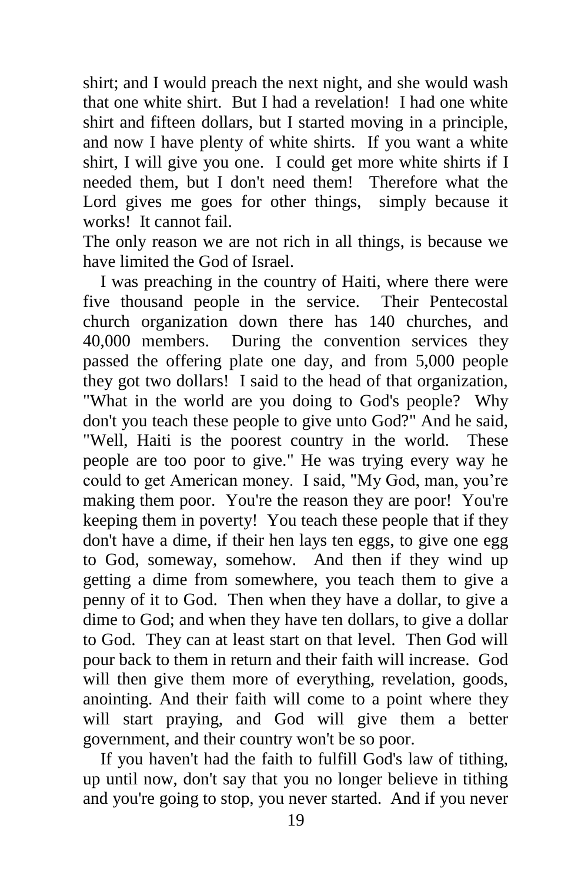shirt; and I would preach the next night, and she would wash that one white shirt. But I had a revelation! I had one white shirt and fifteen dollars, but I started moving in a principle, and now I have plenty of white shirts. If you want a white shirt, I will give you one. I could get more white shirts if I needed them, but I don't need them! Therefore what the Lord gives me goes for other things, simply because it works! It cannot fail.

The only reason we are not rich in all things, is because we have limited the God of Israel.

I was preaching in the country of Haiti, where there were five thousand people in the service. Their Pentecostal church organization down there has 140 churches, and 40,000 members. During the convention services they passed the offering plate one day, and from 5,000 people they got two dollars! I said to the head of that organization, "What in the world are you doing to God's people? Why don't you teach these people to give unto God?" And he said, "Well, Haiti is the poorest country in the world. These people are too poor to give." He was trying every way he could to get American money. I said, "My God, man, you're making them poor. You're the reason they are poor! You're keeping them in poverty! You teach these people that if they don't have a dime, if their hen lays ten eggs, to give one egg to God, someway, somehow. And then if they wind up getting a dime from somewhere, you teach them to give a penny of it to God. Then when they have a dollar, to give a dime to God; and when they have ten dollars, to give a dollar to God. They can at least start on that level. Then God will pour back to them in return and their faith will increase. God will then give them more of everything, revelation, goods, anointing. And their faith will come to a point where they will start praying, and God will give them a better government, and their country won't be so poor.

If you haven't had the faith to fulfill God's law of tithing, up until now, don't say that you no longer believe in tithing and you're going to stop, you never started. And if you never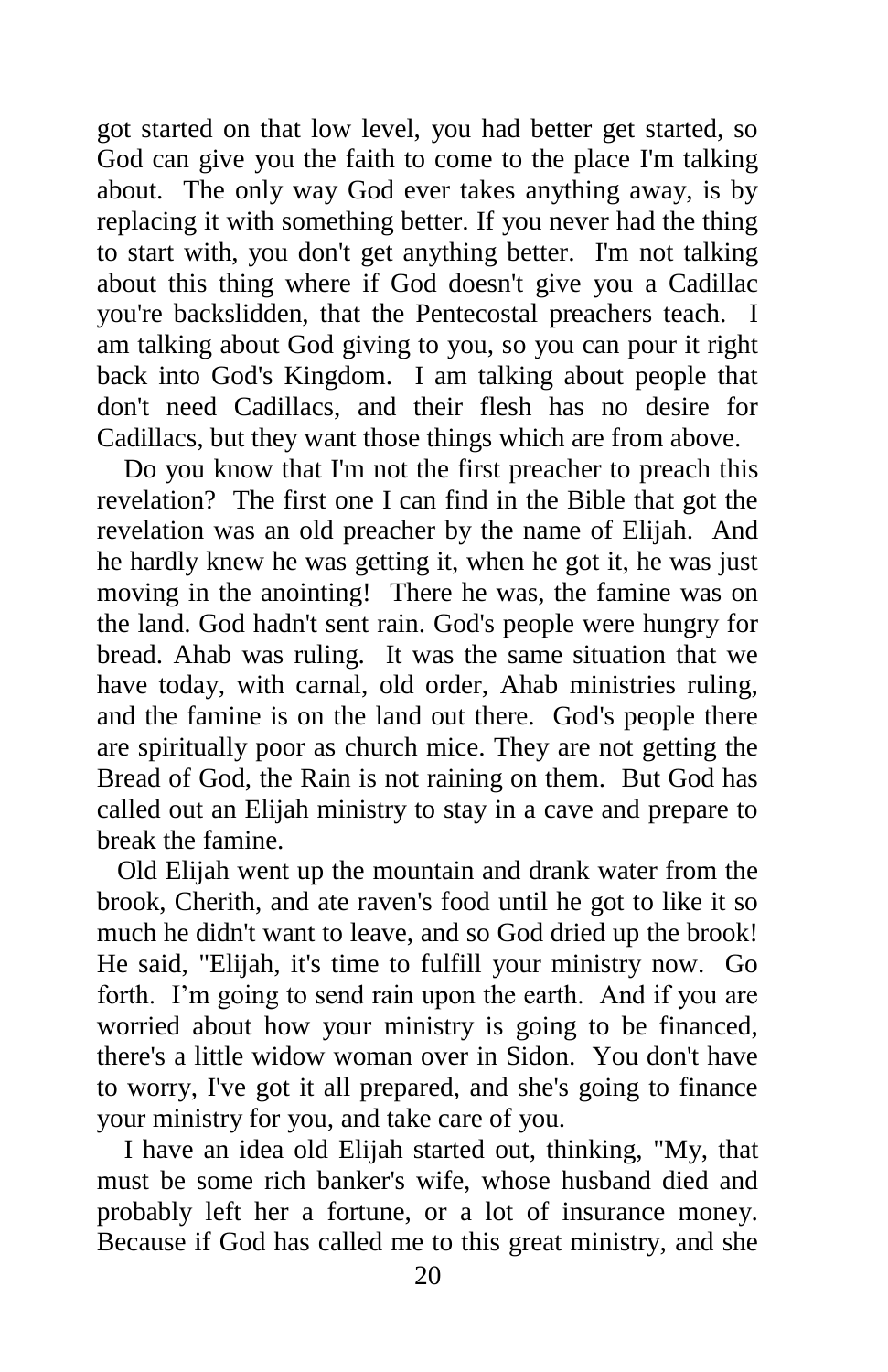got started on that low level, you had better get started, so God can give you the faith to come to the place I'm talking about. The only way God ever takes anything away, is by replacing it with something better. If you never had the thing to start with, you don't get anything better. I'm not talking about this thing where if God doesn't give you a Cadillac you're backslidden, that the Pentecostal preachers teach. I am talking about God giving to you, so you can pour it right back into God's Kingdom. I am talking about people that don't need Cadillacs, and their flesh has no desire for Cadillacs, but they want those things which are from above.

Do you know that I'm not the first preacher to preach this revelation? The first one I can find in the Bible that got the revelation was an old preacher by the name of Elijah. And he hardly knew he was getting it, when he got it, he was just moving in the anointing! There he was, the famine was on the land. God hadn't sent rain. God's people were hungry for bread. Ahab was ruling. It was the same situation that we have today, with carnal, old order, Ahab ministries ruling, and the famine is on the land out there. God's people there are spiritually poor as church mice. They are not getting the Bread of God, the Rain is not raining on them. But God has called out an Elijah ministry to stay in a cave and prepare to break the famine.

Old Elijah went up the mountain and drank water from the brook, Cherith, and ate raven's food until he got to like it so much he didn't want to leave, and so God dried up the brook! He said, "Elijah, it's time to fulfill your ministry now. Go forth. I'm going to send rain upon the earth. And if you are worried about how your ministry is going to be financed, there's a little widow woman over in Sidon. You don't have to worry, I've got it all prepared, and she's going to finance your ministry for you, and take care of you.

I have an idea old Elijah started out, thinking, "My, that must be some rich banker's wife, whose husband died and probably left her a fortune, or a lot of insurance money. Because if God has called me to this great ministry, and she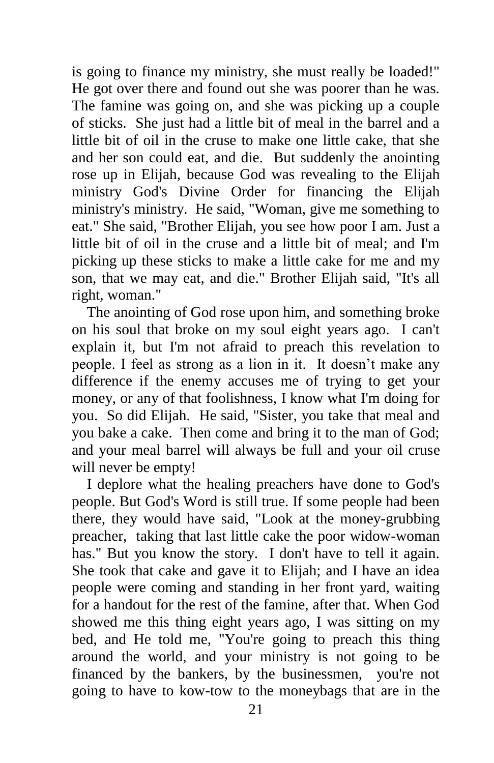is going to finance my ministry, she must really be loaded!" He got over there and found out she was poorer than he was. The famine was going on, and she was picking up a couple of sticks. She just had a little bit of meal in the barrel and a little bit of oil in the cruse to make one little cake, that she and her son could eat, and die. But suddenly the anointing rose up in Elijah, because God was revealing to the Elijah ministry God's Divine Order for financing the Elijah ministry's ministry. He said, "Woman, give me something to eat." She said, "Brother Elijah, you see how poor I am. Just a little bit of oil in the cruse and a little bit of meal; and I'm picking up these sticks to make a little cake for me and my son, that we may eat, and die." Brother Elijah said, "It's all right, woman."

The anointing of God rose upon him, and something broke on his soul that broke on my soul eight years ago. I can't explain it, but I'm not afraid to preach this revelation to people. I feel as strong as a lion in it. It doesn't make any difference if the enemy accuses me of trying to get your money, or any of that foolishness, I know what I'm doing for you. So did Elijah. He said, "Sister, you take that meal and you bake a cake. Then come and bring it to the man of God; and your meal barrel will always be full and your oil cruse will never be empty!

I deplore what the healing preachers have done to God's people. But God's Word is still true. If some people had been there, they would have said, "Look at the money-grubbing preacher, taking that last little cake the poor widow-woman has." But you know the story. I don't have to tell it again. She took that cake and gave it to Elijah; and I have an idea people were coming and standing in her front yard, waiting for a handout for the rest of the famine, after that. When God showed me this thing eight years ago, I was sitting on my bed, and He told me, "You're going to preach this thing around the world, and your ministry is not going to be financed by the bankers, by the businessmen, you're not going to have to kow-tow to the moneybags that are in the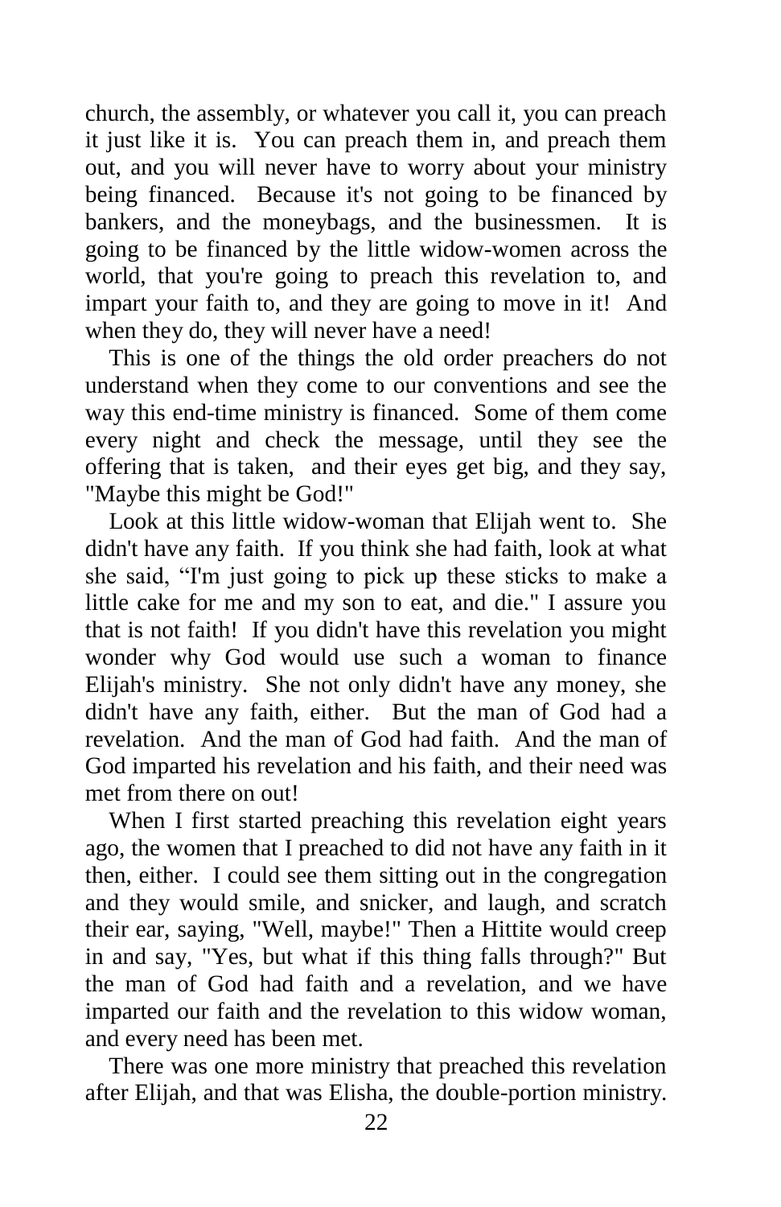church, the assembly, or whatever you call it, you can preach it just like it is. You can preach them in, and preach them out, and you will never have to worry about your ministry being financed. Because it's not going to be financed by bankers, and the moneybags, and the businessmen. It is going to be financed by the little widow-women across the world, that you're going to preach this revelation to, and impart your faith to, and they are going to move in it! And when they do, they will never have a need!

This is one of the things the old order preachers do not understand when they come to our conventions and see the way this end-time ministry is financed. Some of them come every night and check the message, until they see the offering that is taken, and their eyes get big, and they say, "Maybe this might be God!"

Look at this little widow-woman that Elijah went to. She didn't have any faith. If you think she had faith, look at what she said, "I'm just going to pick up these sticks to make a little cake for me and my son to eat, and die." I assure you that is not faith! If you didn't have this revelation you might wonder why God would use such a woman to finance Elijah's ministry. She not only didn't have any money, she didn't have any faith, either. But the man of God had a revelation. And the man of God had faith. And the man of God imparted his revelation and his faith, and their need was met from there on out!

When I first started preaching this revelation eight years ago, the women that I preached to did not have any faith in it then, either. I could see them sitting out in the congregation and they would smile, and snicker, and laugh, and scratch their ear, saying, "Well, maybe!" Then a Hittite would creep in and say, "Yes, but what if this thing falls through?" But the man of God had faith and a revelation, and we have imparted our faith and the revelation to this widow woman, and every need has been met.

There was one more ministry that preached this revelation after Elijah, and that was Elisha, the double-portion ministry.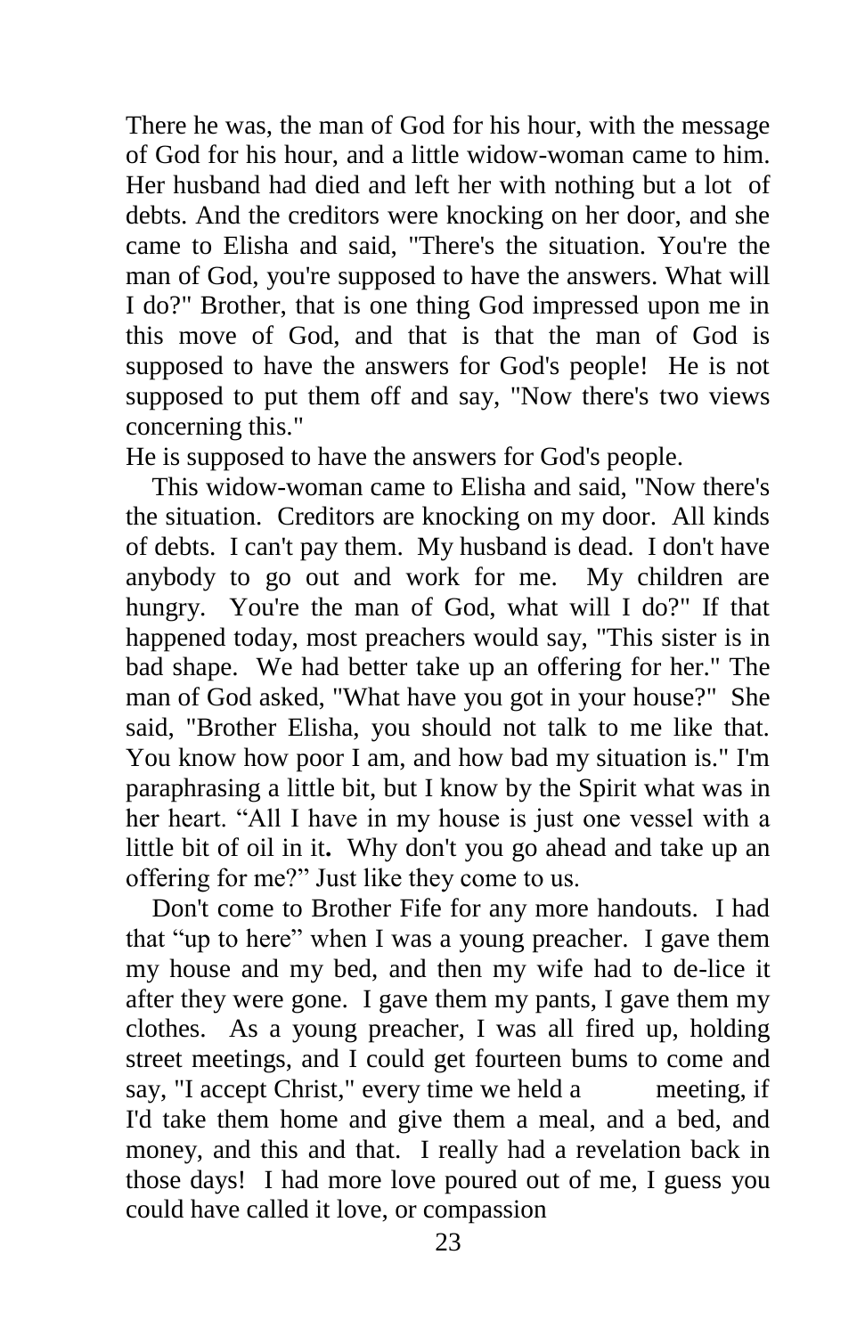There he was, the man of God for his hour, with the message of God for his hour, and a little widow-woman came to him. Her husband had died and left her with nothing but a lot of debts. And the creditors were knocking on her door, and she came to Elisha and said, "There's the situation. You're the man of God, you're supposed to have the answers. What will I do?" Brother, that is one thing God impressed upon me in this move of God, and that is that the man of God is supposed to have the answers for God's people! He is not supposed to put them off and say, "Now there's two views concerning this."

He is supposed to have the answers for God's people.

This widow-woman came to Elisha and said, "Now there's the situation. Creditors are knocking on my door. All kinds of debts. I can't pay them. My husband is dead. I don't have anybody to go out and work for me. My children are hungry. You're the man of God, what will I do?" If that happened today, most preachers would say, "This sister is in bad shape. We had better take up an offering for her." The man of God asked, "What have you got in your house?" She said, "Brother Elisha, you should not talk to me like that. You know how poor I am, and how bad my situation is." I'm paraphrasing a little bit, but I know by the Spirit what was in her heart. "All I have in my house is just one vessel with a little bit of oil in it**.** Why don't you go ahead and take up an offering for me?" Just like they come to us.

Don't come to Brother Fife for any more handouts. I had that "up to here" when I was a young preacher. I gave them my house and my bed, and then my wife had to de-lice it after they were gone. I gave them my pants, I gave them my clothes. As a young preacher, I was all fired up, holding street meetings, and I could get fourteen bums to come and say, "I accept Christ," every time we held a meeting, if I'd take them home and give them a meal, and a bed, and money, and this and that. I really had a revelation back in those days! I had more love poured out of me, I guess you could have called it love, or compassion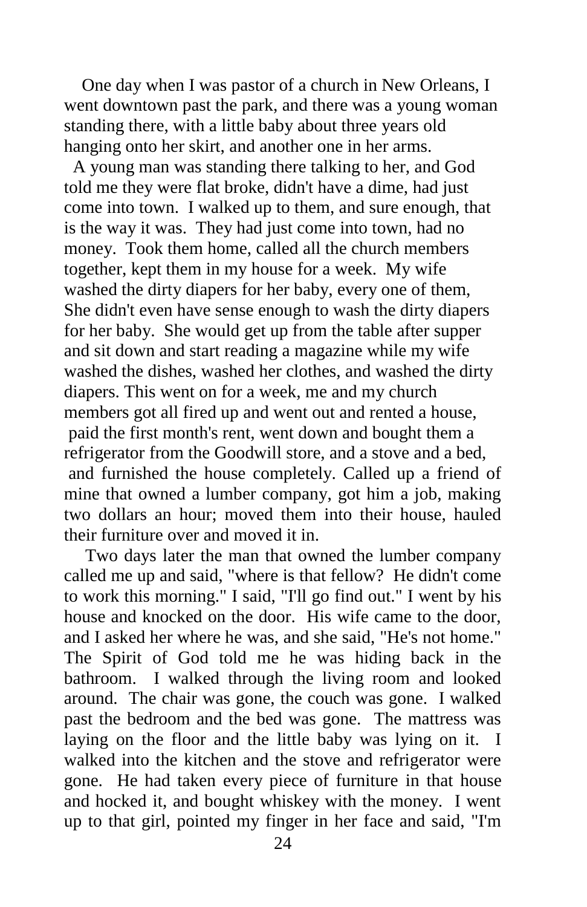One day when I was pastor of a church in New Orleans, I went downtown past the park, and there was a young woman standing there, with a little baby about three years old hanging onto her skirt, and another one in her arms.

A young man was standing there talking to her, and God told me they were flat broke, didn't have a dime, had just come into town. I walked up to them, and sure enough, that is the way it was. They had just come into town, had no money. Took them home, called all the church members together, kept them in my house for a week. My wife washed the dirty diapers for her baby, every one of them, She didn't even have sense enough to wash the dirty diapers for her baby. She would get up from the table after supper and sit down and start reading a magazine while my wife washed the dishes, washed her clothes, and washed the dirty diapers. This went on for a week, me and my church members got all fired up and went out and rented a house, paid the first month's rent, went down and bought them a refrigerator from the Goodwill store, and a stove and a bed, and furnished the house completely. Called up a friend of mine that owned a lumber company, got him a job, making two dollars an hour; moved them into their house, hauled their furniture over and moved it in.

Two days later the man that owned the lumber company called me up and said, "where is that fellow? He didn't come to work this morning." I said, "I'll go find out." I went by his house and knocked on the door. His wife came to the door, and I asked her where he was, and she said, "He's not home." The Spirit of God told me he was hiding back in the bathroom. I walked through the living room and looked around. The chair was gone, the couch was gone. I walked past the bedroom and the bed was gone. The mattress was laying on the floor and the little baby was lying on it. I walked into the kitchen and the stove and refrigerator were gone. He had taken every piece of furniture in that house and hocked it, and bought whiskey with the money. I went up to that girl, pointed my finger in her face and said, "I'm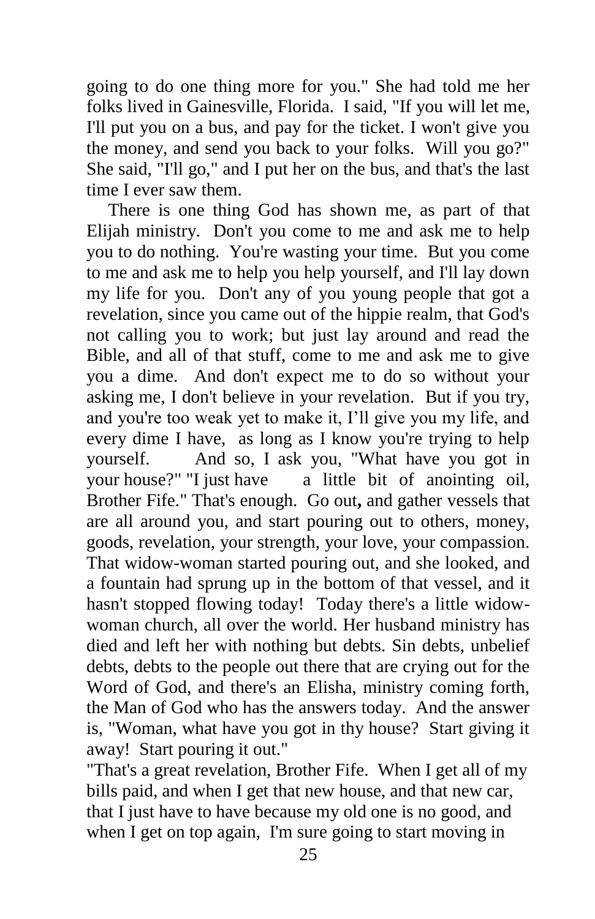going to do one thing more for you." She had told me her folks lived in Gainesville, Florida. I said, "If you will let me, I'll put you on a bus, and pay for the ticket. I won't give you the money, and send you back to your folks. Will you go?" She said, "I'll go," and I put her on the bus, and that's the last time I ever saw them.

There is one thing God has shown me, as part of that Elijah ministry. Don't you come to me and ask me to help you to do nothing. You're wasting your time. But you come to me and ask me to help you help yourself, and I'll lay down my life for you. Don't any of you young people that got a revelation, since you came out of the hippie realm, that God's not calling you to work; but just lay around and read the Bible, and all of that stuff, come to me and ask me to give you a dime. And don't expect me to do so without your asking me, I don't believe in your revelation. But if you try, and you're too weak yet to make it, I'll give you my life, and every dime I have, as long as I know you're trying to help yourself. And so, I ask you, "What have you got in your house?" "I just have a little bit of anointing oil, Brother Fife." That's enough. Go out, and gather vessels that are all around you, and start pouring out to others, money, goods, revelation, your strength, your love, your compassion. That widow-woman started pouring out, and she looked, and a fountain had sprung up in the bottom of that vessel, and it hasn't stopped flowing today! Today there's a little widow-woman church, all over the world. Her husband ministry has died and left her with nothing but debts. Sin debts, unbelief debts, debts to the people out there that are crying out for the Word of God, and there's an Elisha, ministry coming forth, the Man of God who has the answers today. And the answer is, "Woman, what have you got in thy house? Start giving it away! Start pouring it out."

"That's a great revelation, Brother Fife. When I get all of my bills paid, and when I get that new house, and that new car, that I just have to have because my old one is no good, and when I get on top again, I'm sure going to start moving in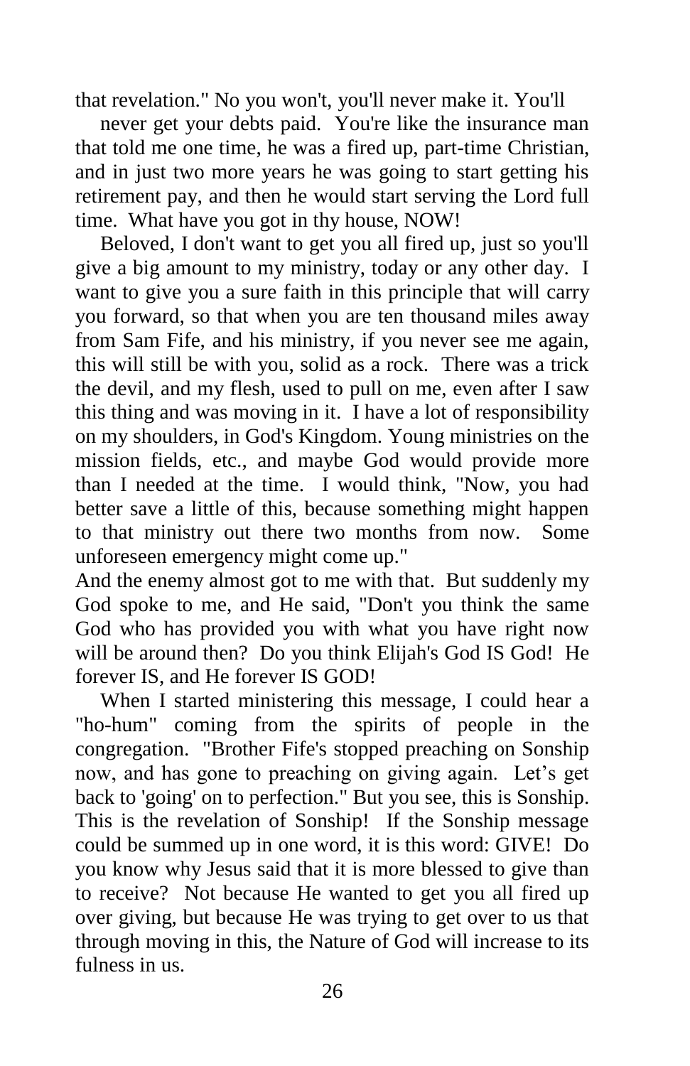that revelation." No you won't, you'll never make it. You'll never get your debts paid. You're like the insurance man that told me one time, he was a fired up, part-time Christian, and in just two more years he was going to start getting his retirement pay, and then he would start serving the Lord full time. What have you got in thy house, NOW!

Beloved, I don't want to get you all fired up, just so you'll give a big amount to my ministry, today or any other day. I want to give you a sure faith in this principle that will carry you forward, so that when you are ten thousand miles away from Sam Fife, and his ministry, if you never see me again, this will still be with you, solid as a rock. There was a trick the devil, and my flesh, used to pull on me, even after I saw this thing and was moving in it. I have a lot of responsibility on my shoulders, in God's Kingdom. Young ministries on the mission fields, etc., and maybe God would provide more than I needed at the time. I would think, "Now, you had better save a little of this, because something might happen to that ministry out there two months from now. Some unforeseen emergency might come up."

And the enemy almost got to me with that. But suddenly my God spoke to me, and He said, "Don't you think the same God who has provided you with what you have right now will be around then? Do you think Elijah's God IS God! He forever IS, and He forever IS GOD!

When I started ministering this message, I could hear a "ho-hum" coming from the spirits of people in the congregation. "Brother Fife's stopped preaching on Sonship now, and has gone to preaching on giving again. Let's get back to 'going' on to perfection." But you see, this is Sonship. This is the revelation of Sonship! If the Sonship message could be summed up in one word, it is this word: GIVE! Do you know why Jesus said that it is more blessed to give than to receive? Not because He wanted to get you all fired up over giving, but because He was trying to get over to us that through moving in this, the Nature of God will increase to its fulness in us.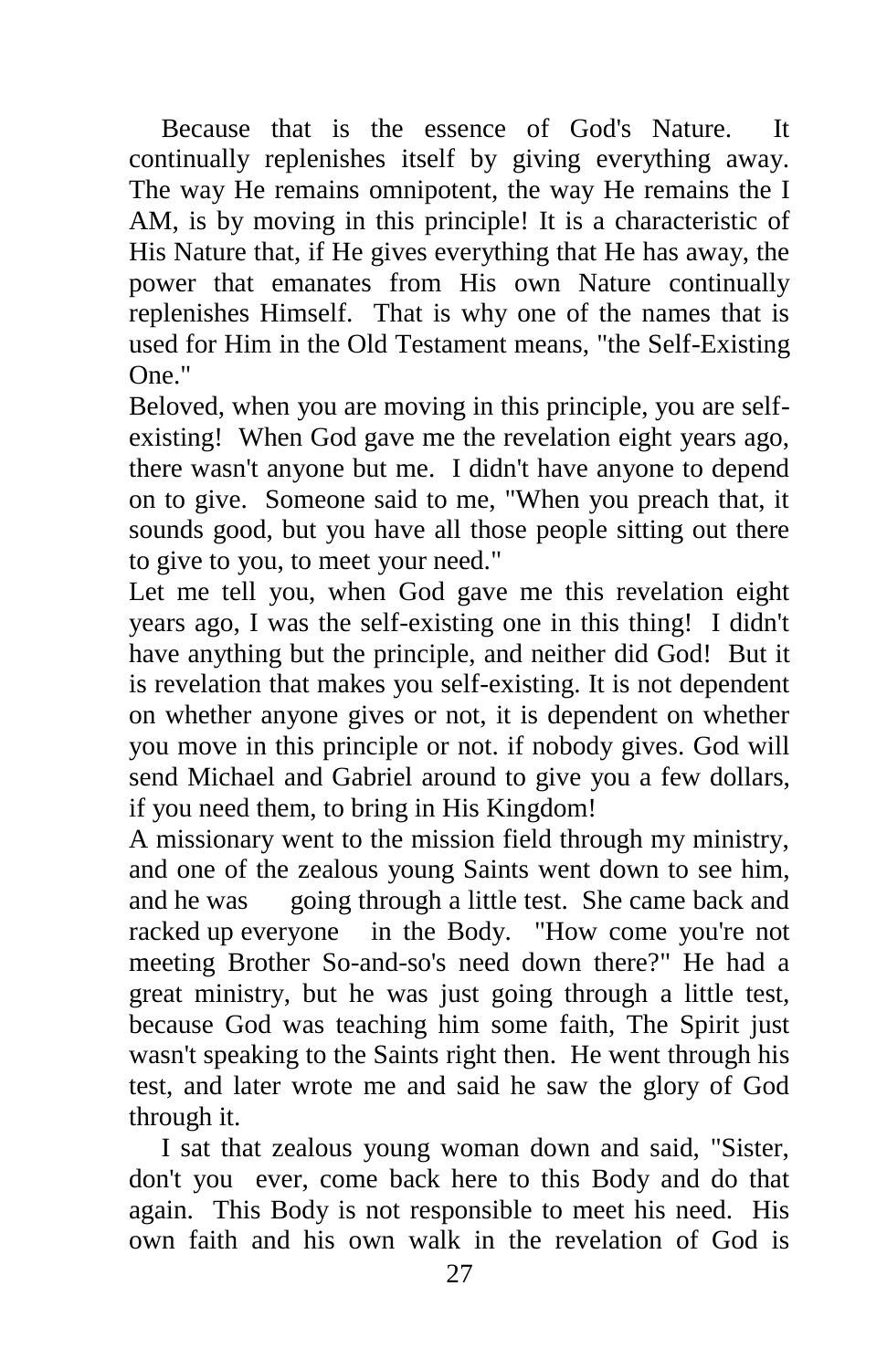Because that is the essence of God's Nature. It continually replenishes itself by giving everything away. The way He remains omnipotent, the way He remains the I AM, is by moving in this principle! It is a characteristic of His Nature that, if He gives everything that He has away, the power that emanates from His own Nature continually replenishes Himself. That is why one of the names that is used for Him in the Old Testament means, "the Self-Existing One."

Beloved, when you are moving in this principle, you are self-existing! When God gave me the revelation eight years ago, there wasn't anyone but me. I didn't have anyone to depend on to give. Someone said to me, "When you preach that, it sounds good, but you have all those people sitting out there to give to you, to meet your need."

Let me tell you, when God gave me this revelation eight years ago, I was the self-existing one in this thing! I didn't have anything but the principle, and neither did God! But it is revelation that makes you self-existing. It is not dependent on whether anyone gives or not, it is dependent on whether you move in this principle or not. if nobody gives. God will send Michael and Gabriel around to give you a few dollars, if you need them, to bring in His Kingdom!

A missionary went to the mission field through my ministry, and one of the zealous young Saints went down to see him, and he was going through a little test. She came back and racked up everyone in the Body. "How come you're not meeting Brother So-and-so's need down there?" He had a great ministry, but he was just going through a little test, because God was teaching him some faith, The Spirit just wasn't speaking to the Saints right then. He went through his test, and later wrote me and said he saw the glory of God through it.

I sat that zealous young woman down and said, "Sister, don't you ever, come back here to this Body and do that again. This Body is not responsible to meet his need. His own faith and his own walk in the revelation of God is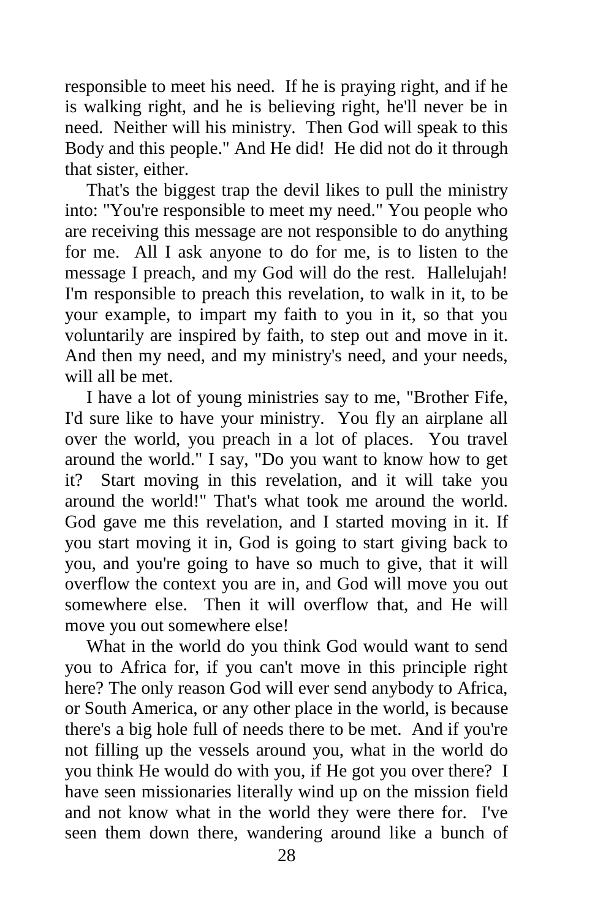responsible to meet his need. If he is praying right, and if he is walking right, and he is believing right, he'll never be in need. Neither will his ministry. Then God will speak to this Body and this people." And He did! He did not do it through that sister, either.

That's the biggest trap the devil likes to pull the ministry into: "You're responsible to meet my need." You people who are receiving this message are not responsible to do anything for me. All I ask anyone to do for me, is to listen to the message I preach, and my God will do the rest. Hallelujah! I'm responsible to preach this revelation, to walk in it, to be your example, to impart my faith to you in it, so that you voluntarily are inspired by faith, to step out and move in it. And then my need, and my ministry's need, and your needs, will all be met.

I have a lot of young ministries say to me, "Brother Fife, I'd sure like to have your ministry. You fly an airplane all over the world, you preach in a lot of places. You travel around the world." I say, "Do you want to know how to get it? Start moving in this revelation, and it will take you around the world!" That's what took me around the world. God gave me this revelation, and I started moving in it. If you start moving it in, God is going to start giving back to you, and you're going to have so much to give, that it will overflow the context you are in, and God will move you out somewhere else. Then it will overflow that, and He will move you out somewhere else!

What in the world do you think God would want to send you to Africa for, if you can't move in this principle right here? The only reason God will ever send anybody to Africa, or South America, or any other place in the world, is because there's a big hole full of needs there to be met. And if you're not filling up the vessels around you, what in the world do you think He would do with you, if He got you over there? I have seen missionaries literally wind up on the mission field and not know what in the world they were there for. I've seen them down there, wandering around like a bunch of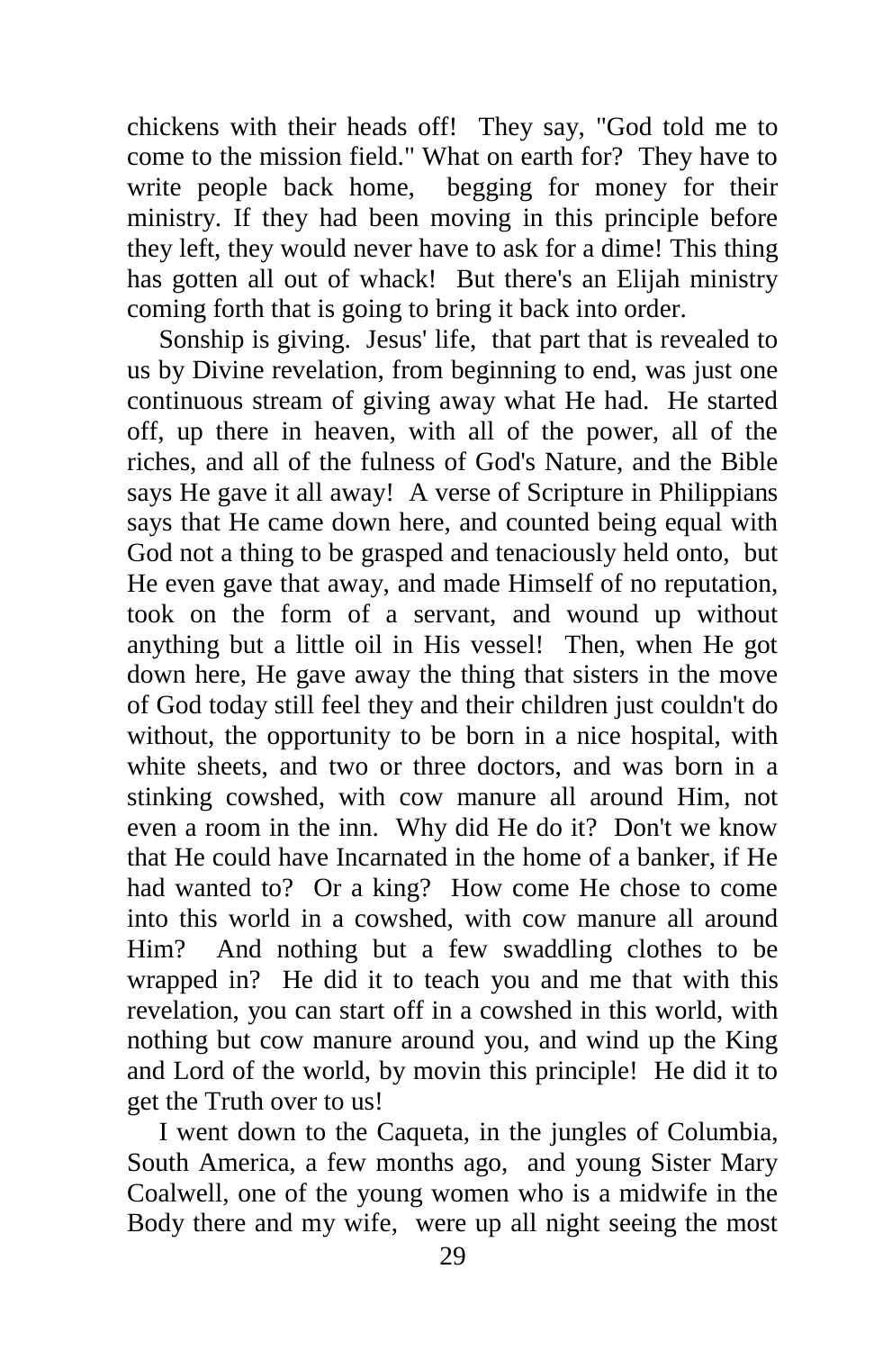chickens with their heads off! They say, "God told me to come to the mission field." What on earth for? They have to write people back home, begging for money for their ministry. If they had been moving in this principle before they left, they would never have to ask for a dime! This thing has gotten all out of whack! But there's an Elijah ministry coming forth that is going to bring it back into order.

Sonship is giving. Jesus' life, that part that is revealed to us by Divine revelation, from beginning to end, was just one continuous stream of giving away what He had. He started off, up there in heaven, with all of the power, all of the riches, and all of the fulness of God's Nature, and the Bible says He gave it all away! A verse of Scripture in Philippians says that He came down here, and counted being equal with God not a thing to be grasped and tenaciously held onto, but He even gave that away, and made Himself of no reputation, took on the form of a servant, and wound up without anything but a little oil in His vessel! Then, when He got down here, He gave away the thing that sisters in the move of God today still feel they and their children just couldn't do without, the opportunity to be born in a nice hospital, with white sheets, and two or three doctors, and was born in a stinking cowshed, with cow manure all around Him, not even a room in the inn. Why did He do it? Don't we know that He could have Incarnated in the home of a banker, if He had wanted to? Or a king? How come He chose to come into this world in a cowshed, with cow manure all around Him? And nothing but a few swaddling clothes to be wrapped in? He did it to teach you and me that with this revelation, you can start off in a cowshed in this world, with nothing but cow manure around you, and wind up the King and Lord of the world, by movin this principle! He did it to get the Truth over to us!

I went down to the Caqueta, in the jungles of Columbia, South America, a few months ago, and young Sister Mary Coalwell, one of the young women who is a midwife in the Body there and my wife, were up all night seeing the most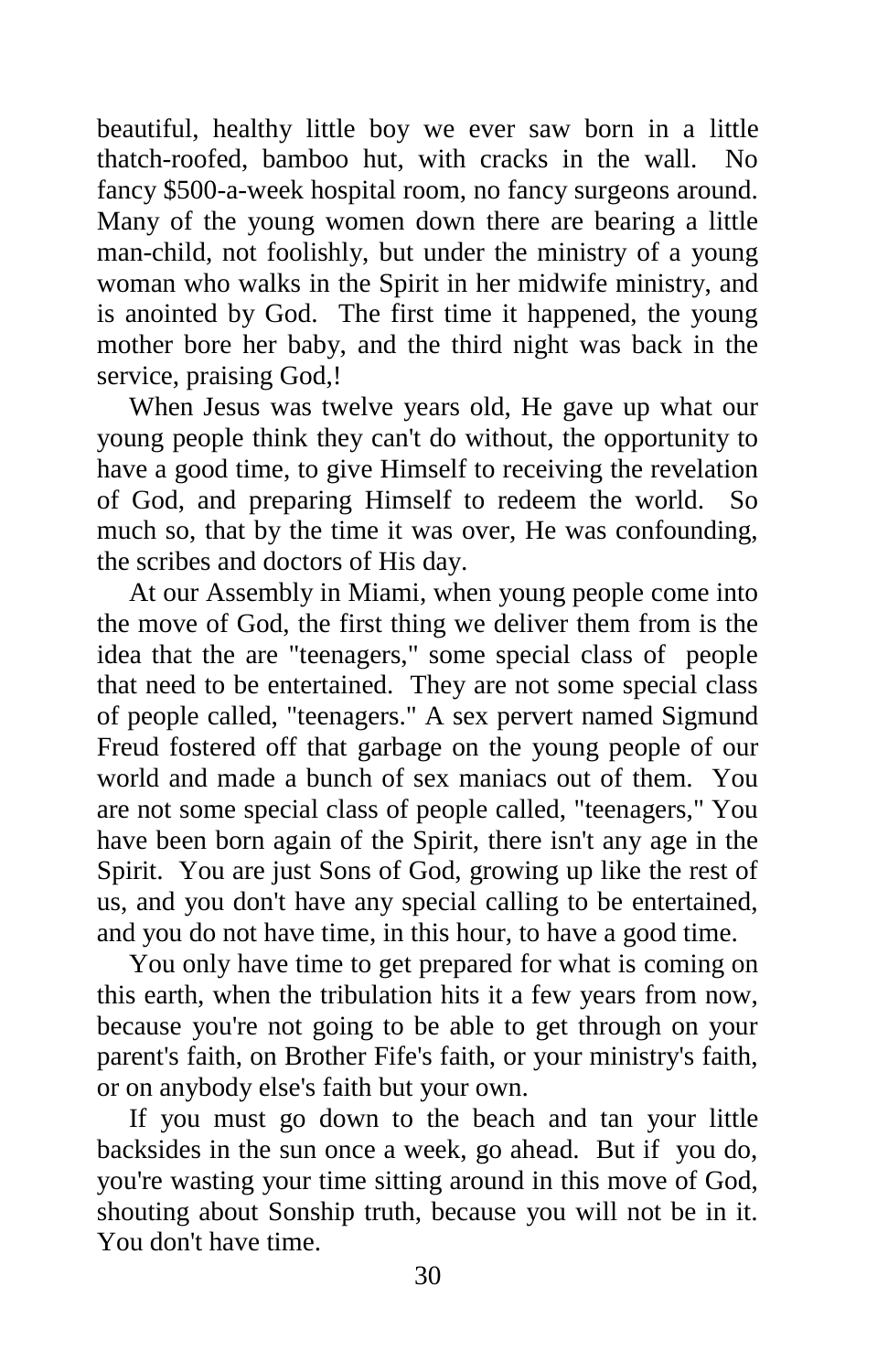beautiful, healthy little boy we ever saw born in a little thatch-roofed, bamboo hut, with cracks in the wall. No fancy $500-a-week hospital room, no fancy surgeons around. Many of the young women down there are bearing a little man-child, not foolishly, but under the ministry of a young woman who walks in the Spirit in her midwife ministry, and is anointed by God. The first time it happened, the young mother bore her baby, and the third night was back in the service, praising God,!

When Jesus was twelve years old, He gave up what our young people think they can't do without, the opportunity to have a good time, to give Himself to receiving the revelation of God, and preparing Himself to redeem the world. So much so, that by the time it was over, He was confounding, the scribes and doctors of His day.

At our Assembly in Miami, when young people come into the move of God, the first thing we deliver them from is the idea that the are "teenagers," some special class of people that need to be entertained. They are not some special class of people called, "teenagers." A sex pervert named Sigmund Freud fostered off that garbage on the young people of our world and made a bunch of sex maniacs out of them. You are not some special class of people called, "teenagers," You have been born again of the Spirit, there isn't any age in the Spirit. You are just Sons of God, growing up like the rest of us, and you don't have any special calling to be entertained, and you do not have time, in this hour, to have a good time.

You only have time to get prepared for what is coming on this earth, when the tribulation hits it a few years from now, because you're not going to be able to get through on your parent's faith, on Brother Fife's faith, or your ministry's faith, or on anybody else's faith but your own.

If you must go down to the beach and tan your little backsides in the sun once a week, go ahead. But if you do, you're wasting your time sitting around in this move of God, shouting about Sonship truth, because you will not be in it. You don't have time.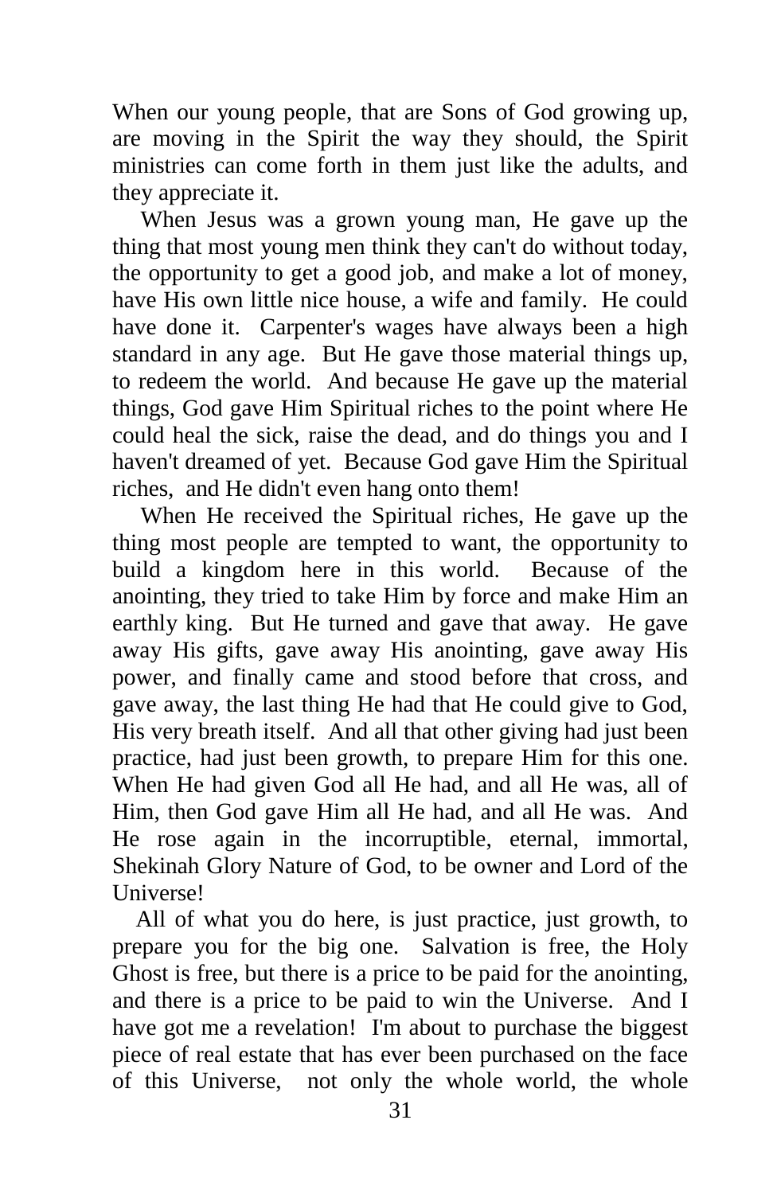When our young people, that are Sons of God growing up, are moving in the Spirit the way they should, the Spirit ministries can come forth in them just like the adults, and they appreciate it.

When Jesus was a grown young man, He gave up the thing that most young men think they can't do without today, the opportunity to get a good job, and make a lot of money, have His own little nice house, a wife and family. He could have done it. Carpenter's wages have always been a high standard in any age. But He gave those material things up, to redeem the world. And because He gave up the material things, God gave Him Spiritual riches to the point where He could heal the sick, raise the dead, and do things you and I haven't dreamed of yet. Because God gave Him the Spiritual riches, and He didn't even hang onto them!

When He received the Spiritual riches, He gave up the thing most people are tempted to want, the opportunity to build a kingdom here in this world. Because of the anointing, they tried to take Him by force and make Him an earthly king. But He turned and gave that away. He gave away His gifts, gave away His anointing, gave away His power, and finally came and stood before that cross, and gave away, the last thing He had that He could give to God, His very breath itself. And all that other giving had just been practice, had just been growth, to prepare Him for this one. When He had given God all He had, and all He was, all of Him, then God gave Him all He had, and all He was. And He rose again in the incorruptible, eternal, immortal, Shekinah Glory Nature of God, to be owner and Lord of the Universe!

All of what you do here, is just practice, just growth, to prepare you for the big one. Salvation is free, the Holy Ghost is free, but there is a price to be paid for the anointing, and there is a price to be paid to win the Universe. And I have got me a revelation! I'm about to purchase the biggest piece of real estate that has ever been purchased on the face of this Universe, not only the whole world, the whole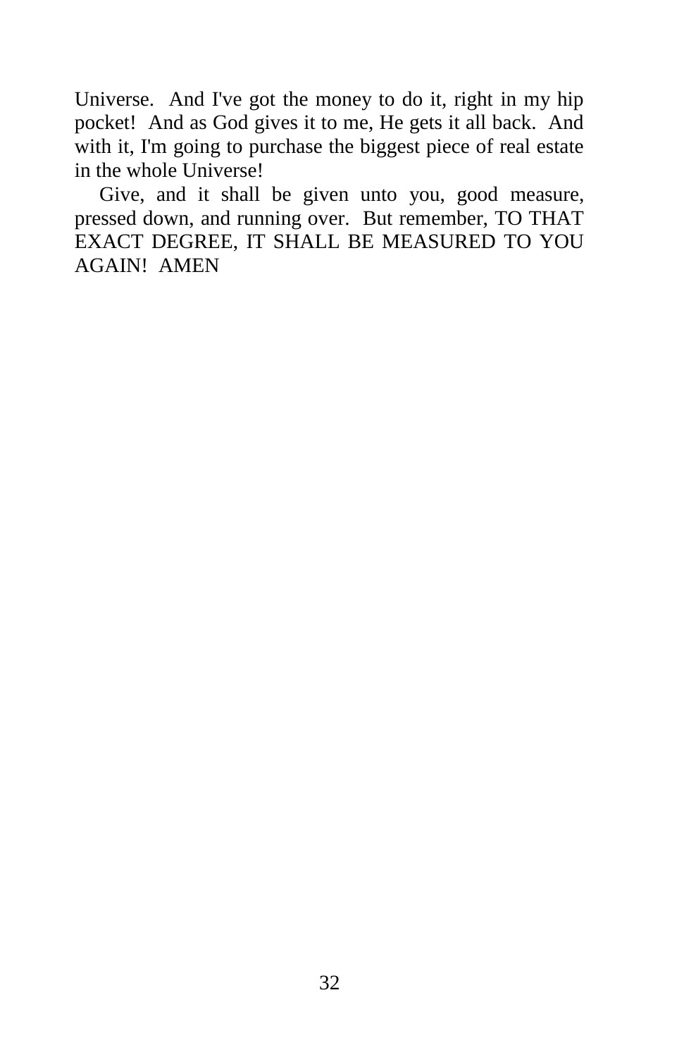Universe. And I've got the money to do it, right in my hip pocket! And as God gives it to me, He gets it all back. And with it, I'm going to purchase the biggest piece of real estate in the whole Universe!

Give, and it shall be given unto you, good measure, pressed down, and running over. But remember, TO THAT EXACT DEGREE, IT SHALL BE MEASURED TO YOU AGAIN! AMEN